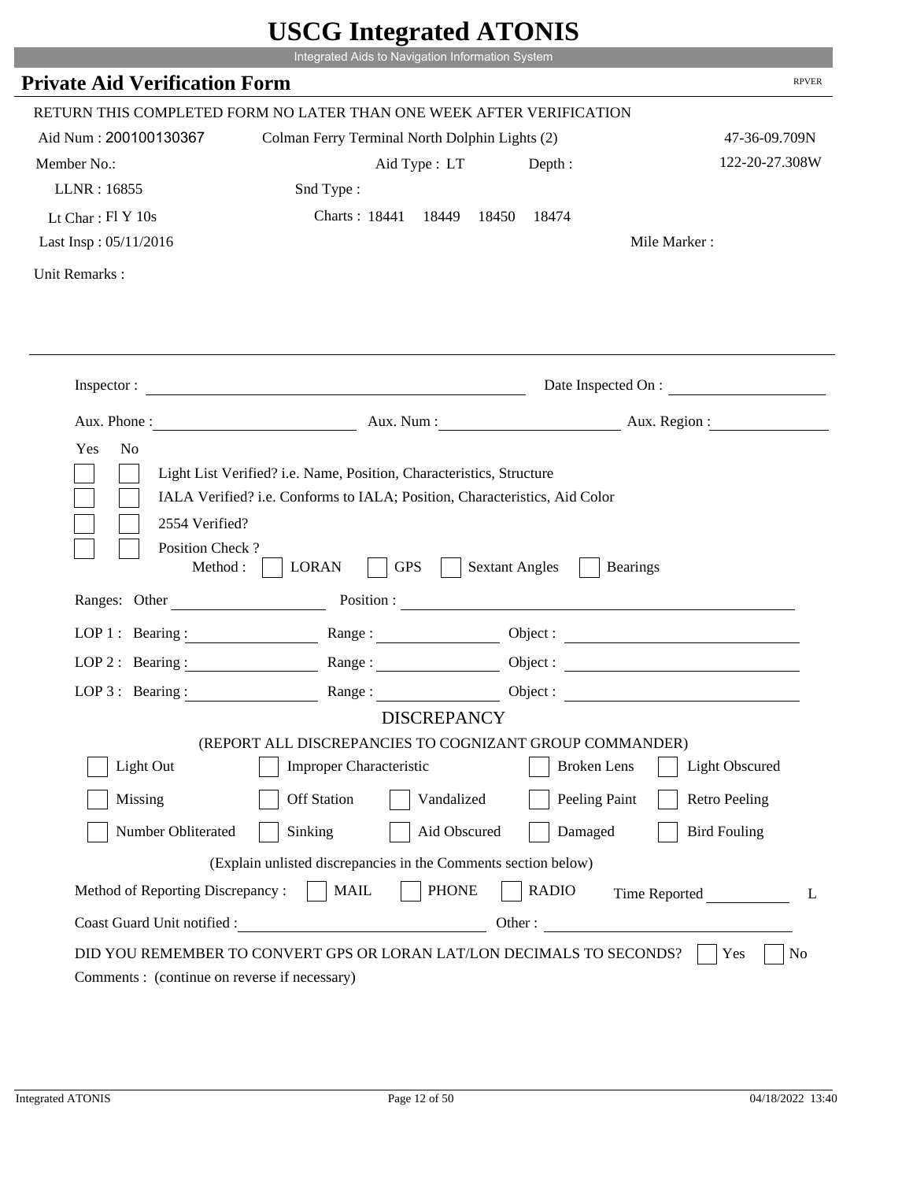# USCG Integrated ATONIS

Integrated Aids to Navigation Information System

## Private Aid Verification Form

RPVER

RETURN THIS COMPLETED FORM NO LATER THAN ONE WEEK AFTER VERIFICATION

Aid Num : 200100130367    Colman Ferry Terminal North Dolphin Lights (2)    47-36-09.709N

Member No.:    Aid Type : LT    Depth :    122-20-27.308W

LLNR : 16855    Snd Type :

Lt Char : Fl Y 10s    Charts : 18441  18449  18450  18474

Last Insp : 05/11/2016    Mile Marker :

Unit Remarks :

Inspector : ______________________    Date Inspected On : ______________

Aux. Phone : ______________    Aux. Num : ______________    Aux. Region : ______________

Yes  No

- [ ] [ ] Light List Verified? i.e. Name, Position, Characteristics, Structure
- [ ] [ ] IALA Verified? i.e. Conforms to IALA; Position, Characteristics, Aid Color
- [ ] [ ] 2554 Verified?
- [ ] [ ] Position Check ?

Method : [ ] LORAN [ ] GPS [ ] Sextant Angles [ ] Bearings

Ranges: Other ______________    Position : ______________

LOP 1 : Bearing : ______________ Range : ______________ Object : ______________

LOP 2 : Bearing : ______________ Range : ______________ Object : ______________

LOP 3 : Bearing : ______________ Range : ______________ Object : ______________

### DISCREPANCY

(REPORT ALL DISCREPANCIES TO COGNIZANT GROUP COMMANDER)

- [ ] Light Out  [ ] Improper Characteristic  [ ] Broken Lens  [ ] Light Obscured
- [ ] Missing  [ ] Off Station  [ ] Vandalized  [ ] Peeling Paint  [ ] Retro Peeling
- [ ] Number Obliterated  [ ] Sinking  [ ] Aid Obscured  [ ] Damaged  [ ] Bird Fouling

(Explain unlisted discrepancies in the Comments section below)

Method of Reporting Discrepancy : [ ] MAIL [ ] PHONE [ ] RADIO    Time Reported ______________ L

Coast Guard Unit notified : ______________    Other : ______________

DID YOU REMEMBER TO CONVERT GPS OR LORAN LAT/LON DECIMALS TO SECONDS? [ ] Yes [ ] No

Comments : (continue on reverse if necessary)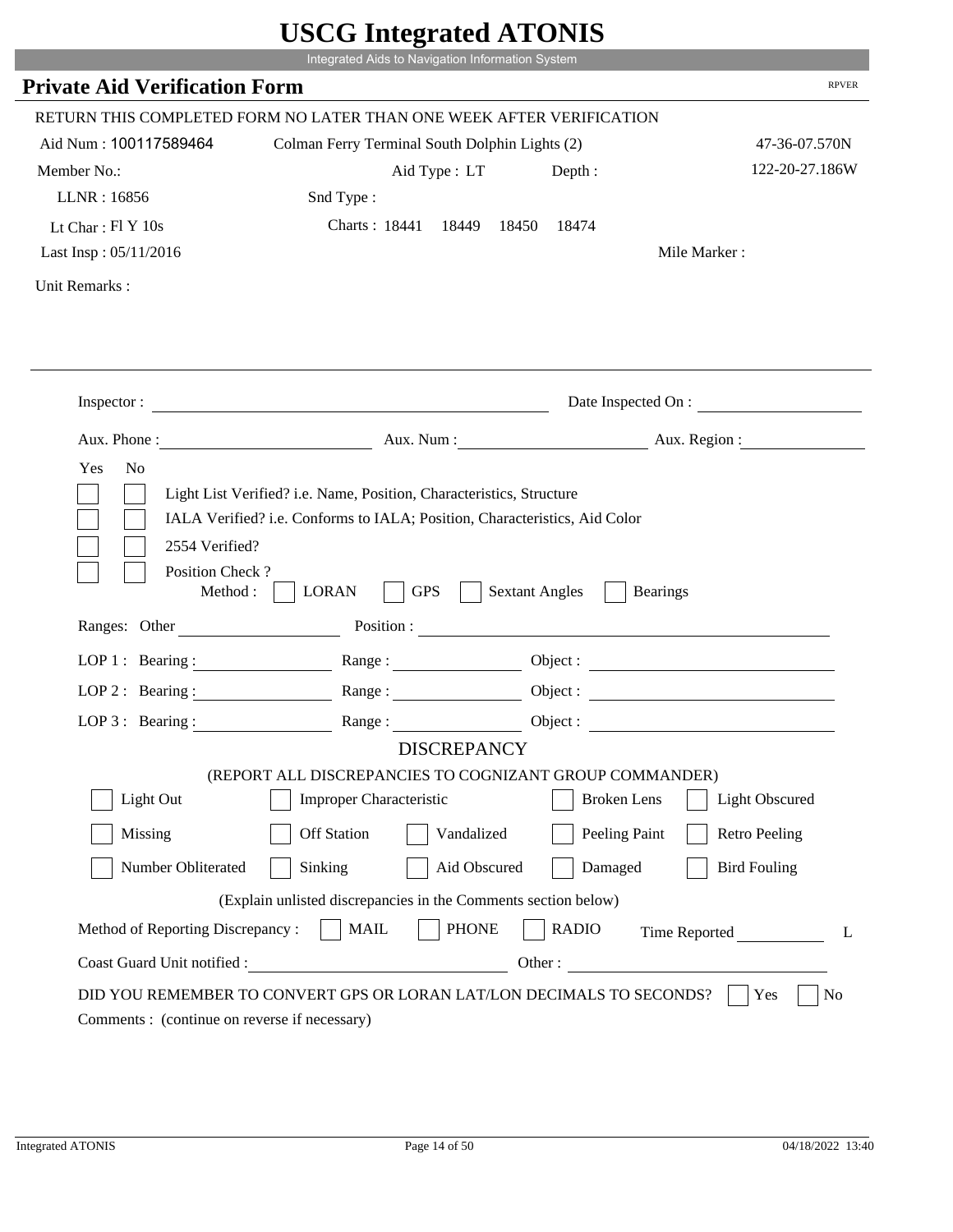# USCG Integrated ATONIS

Integrated Aids to Navigation Information System

## Private Aid Verification Form

RPVER

RETURN THIS COMPLETED FORM NO LATER THAN ONE WEEK AFTER VERIFICATION

Aid Num : 100117589464 Colman Ferry Terminal South Dolphin Lights (2) 47-36-07.570N

Member No.: Aid Type : LT Depth : 122-20-27.186W

LLNR : 16856 Snd Type :

Lt Char : Fl Y 10s Charts : 18441 18449 18450 18474

Last Insp : 05/11/2016 Mile Marker :

Unit Remarks :

Inspector : Date Inspected On :

Aux. Phone : Aux. Num : Aux. Region :

Yes No

- [ ] [ ] Light List Verified? i.e. Name, Position, Characteristics, Structure
- [ ] [ ] IALA Verified? i.e. Conforms to IALA; Position, Characteristics, Aid Color
- [ ] [ ] 2554 Verified?
- [ ] [ ] Position Check ?

Method : [ ] LORAN [ ] GPS [ ] Sextant Angles [ ] Bearings

Ranges: Other Position :

LOP 1 : Bearing : Range : Object :

LOP 2 : Bearing : Range : Object :

LOP 3 : Bearing : Range : Object :

### DISCREPANCY

(REPORT ALL DISCREPANCIES TO COGNIZANT GROUP COMMANDER)

- [ ] Light Out
- [ ] Improper Characteristic
- [ ] Broken Lens
- [ ] Light Obscured
- [ ] Missing
- [ ] Off Station
- [ ] Vandalized
- [ ] Peeling Paint
- [ ] Retro Peeling
- [ ] Number Obliterated
- [ ] Sinking
- [ ] Aid Obscured
- [ ] Damaged
- [ ] Bird Fouling

(Explain unlisted discrepancies in the Comments section below)

Method of Reporting Discrepancy : [ ] MAIL [ ] PHONE [ ] RADIO Time Reported L

Coast Guard Unit notified : Other :

DID YOU REMEMBER TO CONVERT GPS OR LORAN LAT/LON DECIMALS TO SECONDS? [ ] Yes [ ] No

Comments : (continue on reverse if necessary)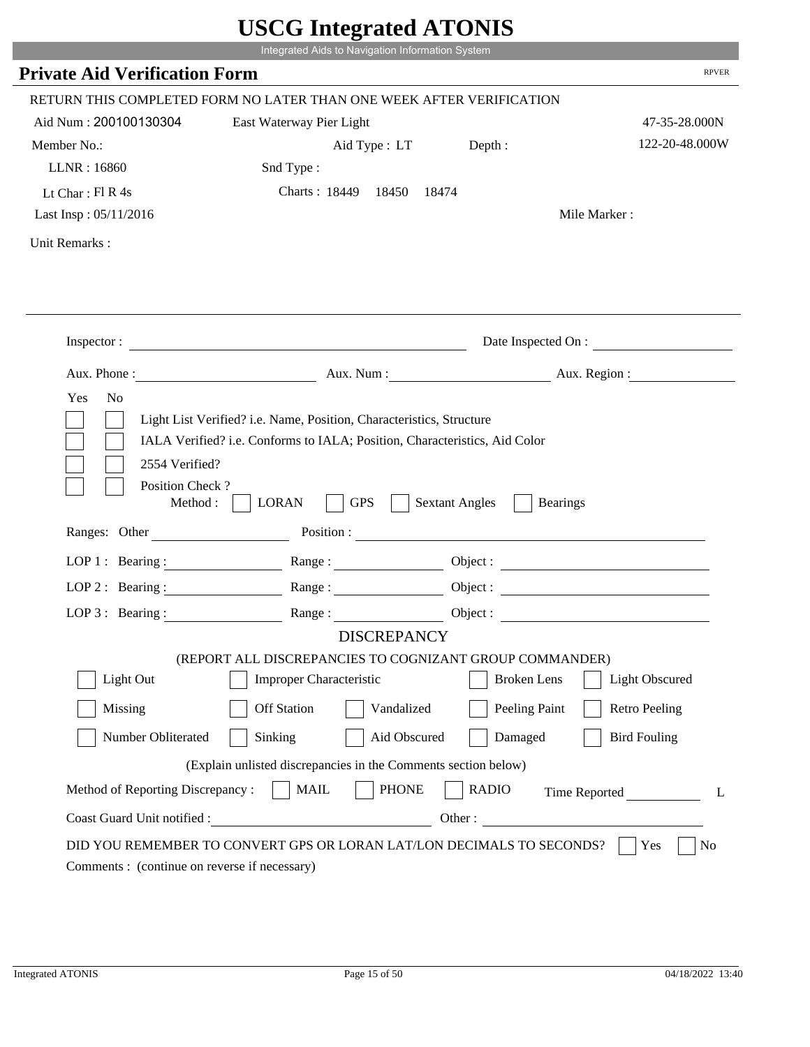# USCG Integrated ATONIS

Integrated Aids to Navigation Information System

## Private Aid Verification Form

RPVER

RETURN THIS COMPLETED FORM NO LATER THAN ONE WEEK AFTER VERIFICATION

Aid Num : 200100130304 East Waterway Pier Light 47-35-28.000N

Member No.: Aid Type : LT Depth : 122-20-48.000W

LLNR : 16860 Snd Type :

Lt Char : Fl R 4s Charts : 18449 18450 18474

Last Insp : 05/11/2016 Mile Marker :

Unit Remarks :

Inspector : Date Inspected On :

Aux. Phone : Aux. Num : Aux. Region :

Yes No

- Light List Verified? i.e. Name, Position, Characteristics, Structure
- IALA Verified? i.e. Conforms to IALA; Position, Characteristics, Aid Color
- 2554 Verified?
- Position Check ?

Method : LORAN GPS Sextant Angles Bearings

Ranges: Other Position :

LOP 1 : Bearing : Range : Object :

LOP 2 : Bearing : Range : Object :

LOP 3 : Bearing : Range : Object :

### DISCREPANCY

(REPORT ALL DISCREPANCIES TO COGNIZANT GROUP COMMANDER)

| | | | | |
|---|---|---|---|---|
| Light Out | Improper Characteristic | | Broken Lens | Light Obscured |
| Missing | Off Station | Vandalized | Peeling Paint | Retro Peeling |
| Number Obliterated | Sinking | Aid Obscured | Damaged | Bird Fouling |

(Explain unlisted discrepancies in the Comments section below)

Method of Reporting Discrepancy : MAIL PHONE RADIO Time Reported L

Coast Guard Unit notified : Other :

DID YOU REMEMBER TO CONVERT GPS OR LORAN LAT/LON DECIMALS TO SECONDS? Yes No

Comments : (continue on reverse if necessary)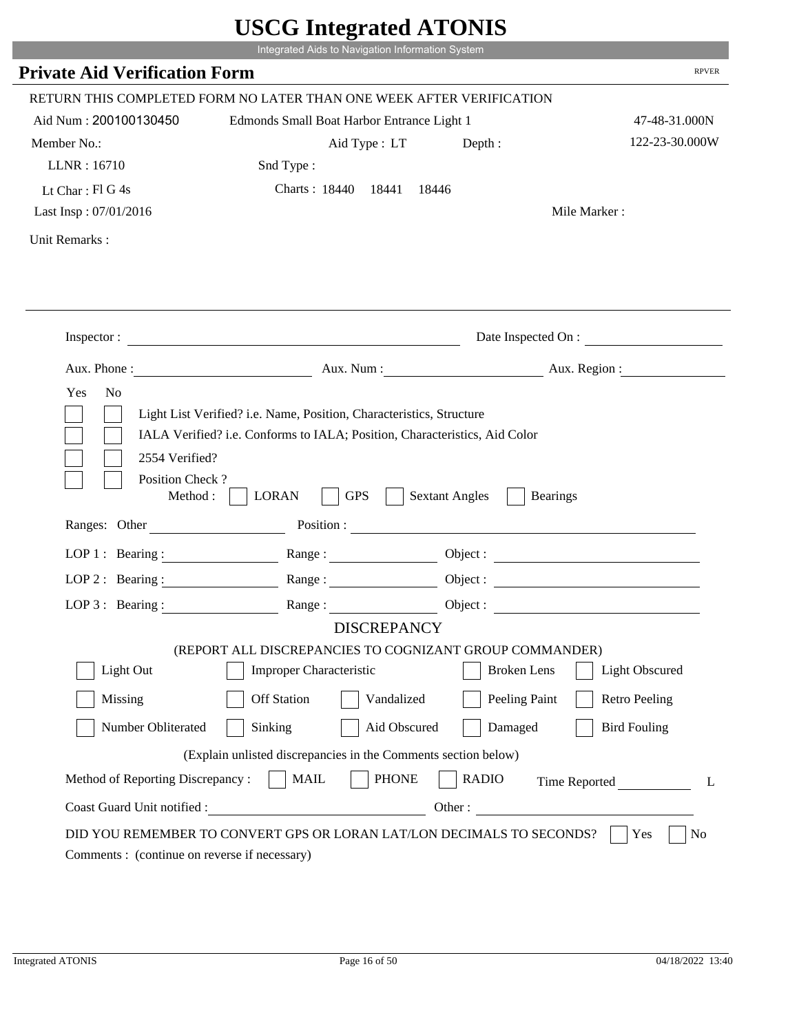# USCG Integrated ATONIS

Integrated Aids to Navigation Information System

## Private Aid Verification Form

RPVER

RETURN THIS COMPLETED FORM NO LATER THAN ONE WEEK AFTER VERIFICATION

Aid Num : 200100130450 | Edmonds Small Boat Harbor Entrance Light 1 | 47-48-31.000N

Member No.: | Aid Type : LT | Depth : | 122-23-30.000W

LLNR : 16710 | Snd Type :

Lt Char : Fl G 4s | Charts : 18440 18441 18446

Last Insp : 07/01/2016 | Mile Marker :

Unit Remarks :

---

Inspector : _______________ Date Inspected On : _______________

Aux. Phone : _______________ Aux. Num : _______________ Aux. Region : _______________

Yes No

- [ ] [ ] Light List Verified? i.e. Name, Position, Characteristics, Structure
- [ ] [ ] IALA Verified? i.e. Conforms to IALA; Position, Characteristics, Aid Color
- [ ] [ ] 2554 Verified?
- [ ] [ ] Position Check ?

Method : [ ] LORAN [ ] GPS [ ] Sextant Angles [ ] Bearings

Ranges: Other _______________ Position : _______________

LOP 1 : Bearing : _______________ Range : _______________ Object : _______________

LOP 2 : Bearing : _______________ Range : _______________ Object : _______________

LOP 3 : Bearing : _______________ Range : _______________ Object : _______________

### DISCREPANCY

(REPORT ALL DISCREPANCIES TO COGNIZANT GROUP COMMANDER)

- [ ] Light Out
- [ ] Improper Characteristic
- [ ] Broken Lens
- [ ] Light Obscured
- [ ] Missing
- [ ] Off Station
- [ ] Vandalized
- [ ] Peeling Paint
- [ ] Retro Peeling
- [ ] Number Obliterated
- [ ] Sinking
- [ ] Aid Obscured
- [ ] Damaged
- [ ] Bird Fouling

(Explain unlisted discrepancies in the Comments section below)

Method of Reporting Discrepancy : [ ] MAIL [ ] PHONE [ ] RADIO Time Reported _______________ L

Coast Guard Unit notified : _______________ Other : _______________

DID YOU REMEMBER TO CONVERT GPS OR LORAN LAT/LON DECIMALS TO SECONDS? [ ] Yes [ ] No

Comments : (continue on reverse if necessary)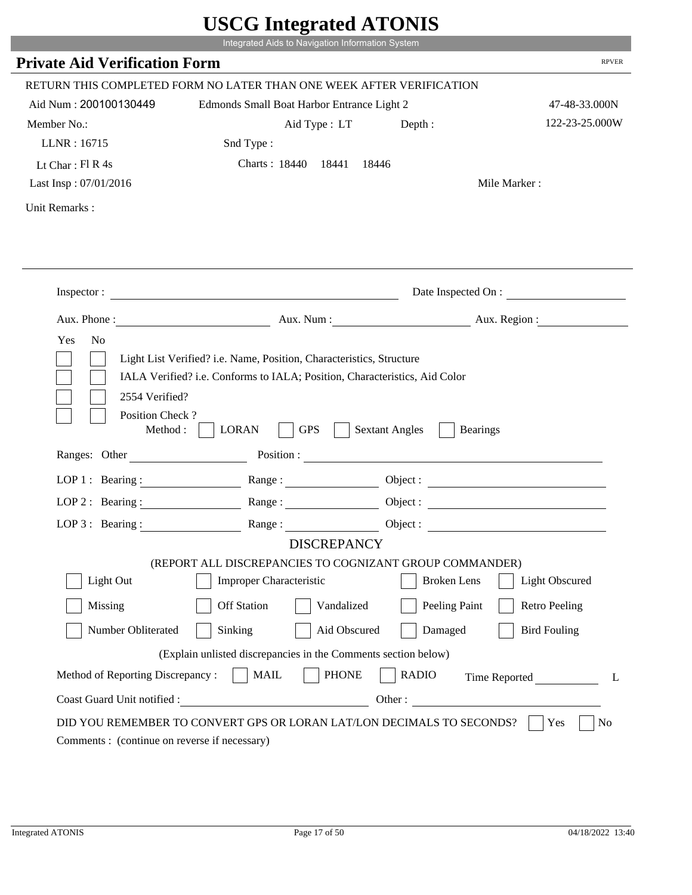# USCG Integrated ATONIS

Integrated Aids to Navigation Information System

## Private Aid Verification Form

RPVER

RETURN THIS COMPLETED FORM NO LATER THAN ONE WEEK AFTER VERIFICATION

Aid Num : 200100130449 Edmonds Small Boat Harbor Entrance Light 2 47-48-33.000N

Member No.: Aid Type : LT Depth : 122-23-25.000W

LLNR : 16715 Snd Type :

Lt Char : Fl R 4s Charts : 18440 18441 18446

Last Insp : 07/01/2016 Mile Marker :

Unit Remarks :

Inspector : ______________________ Date Inspected On : ______________

Aux. Phone : ______________ Aux. Num : ______________ Aux. Region : ______________

Yes No

☐ ☐ Light List Verified? i.e. Name, Position, Characteristics, Structure

☐ ☐ IALA Verified? i.e. Conforms to IALA; Position, Characteristics, Aid Color

☐ ☐ 2554 Verified?

☐ ☐ Position Check ?

Method : ☐ LORAN ☐ GPS ☐ Sextant Angles ☐ Bearings

Ranges: Other ______________ Position : ______________

LOP 1 : Bearing : ______________ Range : ______________ Object : ______________

LOP 2 : Bearing : ______________ Range : ______________ Object : ______________

LOP 3 : Bearing : ______________ Range : ______________ Object : ______________

### DISCREPANCY

(REPORT ALL DISCREPANCIES TO COGNIZANT GROUP COMMANDER)

☐ Light Out ☐ Improper Characteristic ☐ Broken Lens ☐ Light Obscured

☐ Missing ☐ Off Station ☐ Vandalized ☐ Peeling Paint ☐ Retro Peeling

☐ Number Obliterated ☐ Sinking ☐ Aid Obscured ☐ Damaged ☐ Bird Fouling

(Explain unlisted discrepancies in the Comments section below)

Method of Reporting Discrepancy : ☐ MAIL ☐ PHONE ☐ RADIO Time Reported ______________ L

Coast Guard Unit notified : ______________ Other : ______________

DID YOU REMEMBER TO CONVERT GPS OR LORAN LAT/LON DECIMALS TO SECONDS? ☐ Yes ☐ No

Comments : (continue on reverse if necessary)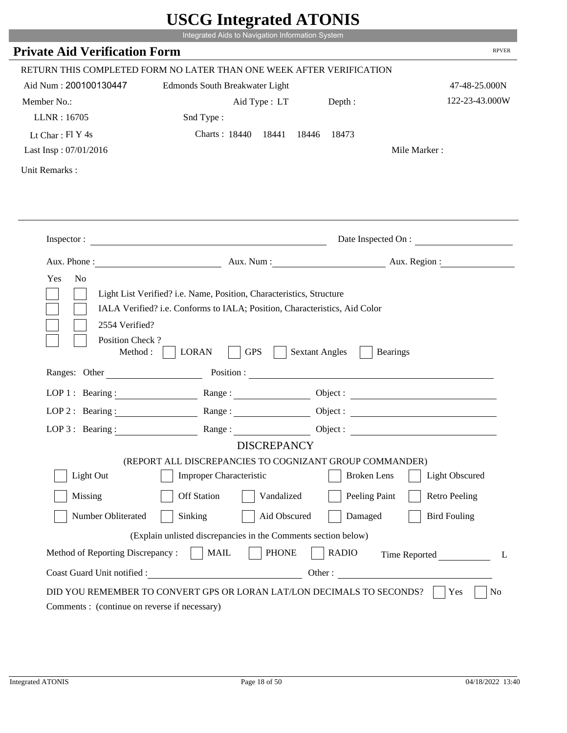# USCG Integrated ATONIS

Integrated Aids to Navigation Information System

## Private Aid Verification Form

RPVER

RETURN THIS COMPLETED FORM NO LATER THAN ONE WEEK AFTER VERIFICATION

Aid Num : 200100130447 &nbsp;&nbsp; Edmonds South Breakwater Light &nbsp;&nbsp; 47-48-25.000N

Member No.: &nbsp;&nbsp; Aid Type : LT &nbsp;&nbsp; Depth : &nbsp;&nbsp; 122-23-43.000W

LLNR : 16705 &nbsp;&nbsp; Snd Type :

Lt Char : Fl Y 4s &nbsp;&nbsp; Charts : 18440 18441 18446 18473

Last Insp : 07/01/2016 &nbsp;&nbsp; Mile Marker :

Unit Remarks :

---

Inspector : ______________________ Date Inspected On : ______________

Aux. Phone : ______________ Aux. Num : ______________ Aux. Region : ______________

Yes No

- [ ] [ ] Light List Verified? i.e. Name, Position, Characteristics, Structure
- [ ] [ ] IALA Verified? i.e. Conforms to IALA; Position, Characteristics, Aid Color
- [ ] [ ] 2554 Verified?
- [ ] [ ] Position Check ?

Method : [ ] LORAN [ ] GPS [ ] Sextant Angles [ ] Bearings

Ranges: Other ______________ Position : ______________________

LOP 1 : Bearing : ______________ Range : ______________ Object : ______________

LOP 2 : Bearing : ______________ Range : ______________ Object : ______________

LOP 3 : Bearing : ______________ Range : ______________ Object : ______________

### DISCREPANCY

(REPORT ALL DISCREPANCIES TO COGNIZANT GROUP COMMANDER)

| | | | | |
|---|---|---|---|---|
| [ ] Light Out | [ ] Improper Characteristic | | [ ] Broken Lens | [ ] Light Obscured |
| [ ] Missing | [ ] Off Station | [ ] Vandalized | [ ] Peeling Paint | [ ] Retro Peeling |
| [ ] Number Obliterated | [ ] Sinking | [ ] Aid Obscured | [ ] Damaged | [ ] Bird Fouling |

(Explain unlisted discrepancies in the Comments section below)

Method of Reporting Discrepancy : [ ] MAIL [ ] PHONE [ ] RADIO Time Reported ______________ L

Coast Guard Unit notified : ______________________ Other : ______________________

DID YOU REMEMBER TO CONVERT GPS OR LORAN LAT/LON DECIMALS TO SECONDS? [ ] Yes [ ] No

Comments : (continue on reverse if necessary)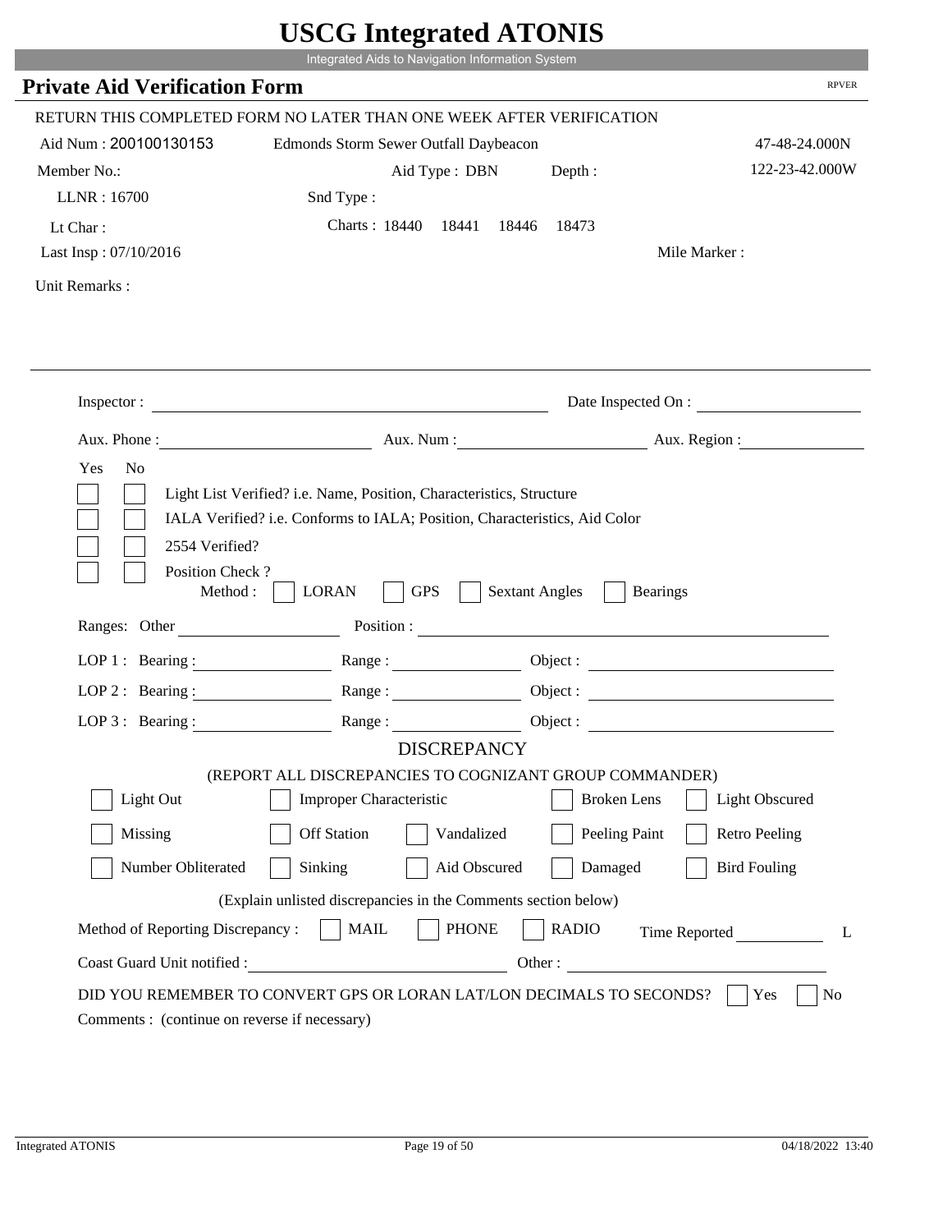# USCG Integrated ATONIS

Integrated Aids to Navigation Information System

## Private Aid Verification Form

RPVER

RETURN THIS COMPLETED FORM NO LATER THAN ONE WEEK AFTER VERIFICATION

Aid Num : 200100130153 Edmonds Storm Sewer Outfall Daybeacon 47-48-24.000N

Member No.: Aid Type : DBN Depth : 122-23-42.000W

LLNR : 16700 Snd Type :

Lt Char : Charts : 18440 18441 18446 18473

Last Insp : 07/10/2016 Mile Marker :

Unit Remarks :

Inspector : Date Inspected On :

Aux. Phone : Aux. Num : Aux. Region :

Yes No

- [ ] [ ] Light List Verified? i.e. Name, Position, Characteristics, Structure
- [ ] [ ] IALA Verified? i.e. Conforms to IALA; Position, Characteristics, Aid Color
- [ ] [ ] 2554 Verified?
- [ ] [ ] Position Check ?

Method : [ ] LORAN [ ] GPS [ ] Sextant Angles [ ] Bearings

Ranges: Other Position :

LOP 1 : Bearing : Range : Object :

LOP 2 : Bearing : Range : Object :

LOP 3 : Bearing : Range : Object :

### DISCREPANCY

(REPORT ALL DISCREPANCIES TO COGNIZANT GROUP COMMANDER)

- [ ] Light Out
- [ ] Improper Characteristic
- [ ] Broken Lens
- [ ] Light Obscured
- [ ] Missing
- [ ] Off Station
- [ ] Vandalized
- [ ] Peeling Paint
- [ ] Retro Peeling
- [ ] Number Obliterated
- [ ] Sinking
- [ ] Aid Obscured
- [ ] Damaged
- [ ] Bird Fouling

(Explain unlisted discrepancies in the Comments section below)

Method of Reporting Discrepancy : [ ] MAIL [ ] PHONE [ ] RADIO Time Reported L

Coast Guard Unit notified : Other :

DID YOU REMEMBER TO CONVERT GPS OR LORAN LAT/LON DECIMALS TO SECONDS? [ ] Yes [ ] No

Comments : (continue on reverse if necessary)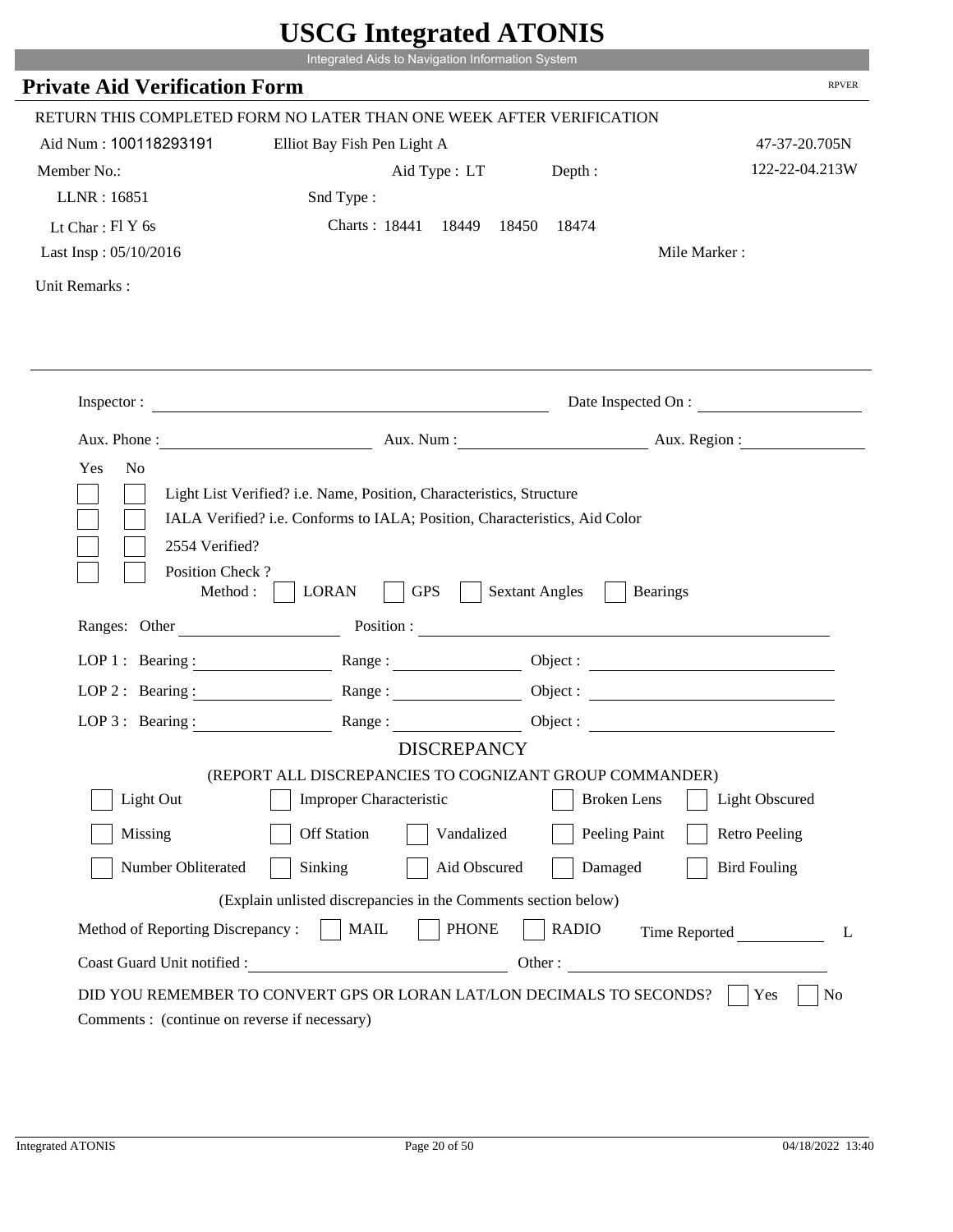# USCG Integrated ATONIS

Integrated Aids to Navigation Information System

## Private Aid Verification Form

RPVER

RETURN THIS COMPLETED FORM NO LATER THAN ONE WEEK AFTER VERIFICATION

Aid Num : 100118293191 Elliot Bay Fish Pen Light A 47-37-20.705N

Member No.: Aid Type : LT Depth : 122-22-04.213W

LLNR : 16851 Snd Type :

Lt Char : Fl Y 6s Charts : 18441 18449 18450 18474

Last Insp : 05/10/2016 Mile Marker :

Unit Remarks :

Inspector : Date Inspected On :

Aux. Phone : Aux. Num : Aux. Region :

Yes No

- [ ] [ ] Light List Verified? i.e. Name, Position, Characteristics, Structure
- [ ] [ ] IALA Verified? i.e. Conforms to IALA; Position, Characteristics, Aid Color
- [ ] [ ] 2554 Verified?
- [ ] [ ] Position Check ?

Method : [ ] LORAN [ ] GPS [ ] Sextant Angles [ ] Bearings

Ranges: Other Position :

LOP 1 : Bearing : Range : Object :

LOP 2 : Bearing : Range : Object :

LOP 3 : Bearing : Range : Object :

### DISCREPANCY

(REPORT ALL DISCREPANCIES TO COGNIZANT GROUP COMMANDER)

- [ ] Light Out
- [ ] Improper Characteristic
- [ ] Broken Lens
- [ ] Light Obscured
- [ ] Missing
- [ ] Off Station
- [ ] Vandalized
- [ ] Peeling Paint
- [ ] Retro Peeling
- [ ] Number Obliterated
- [ ] Sinking
- [ ] Aid Obscured
- [ ] Damaged
- [ ] Bird Fouling

(Explain unlisted discrepancies in the Comments section below)

Method of Reporting Discrepancy : [ ] MAIL [ ] PHONE [ ] RADIO Time Reported L

Coast Guard Unit notified : Other :

DID YOU REMEMBER TO CONVERT GPS OR LORAN LAT/LON DECIMALS TO SECONDS? [ ] Yes [ ] No

Comments : (continue on reverse if necessary)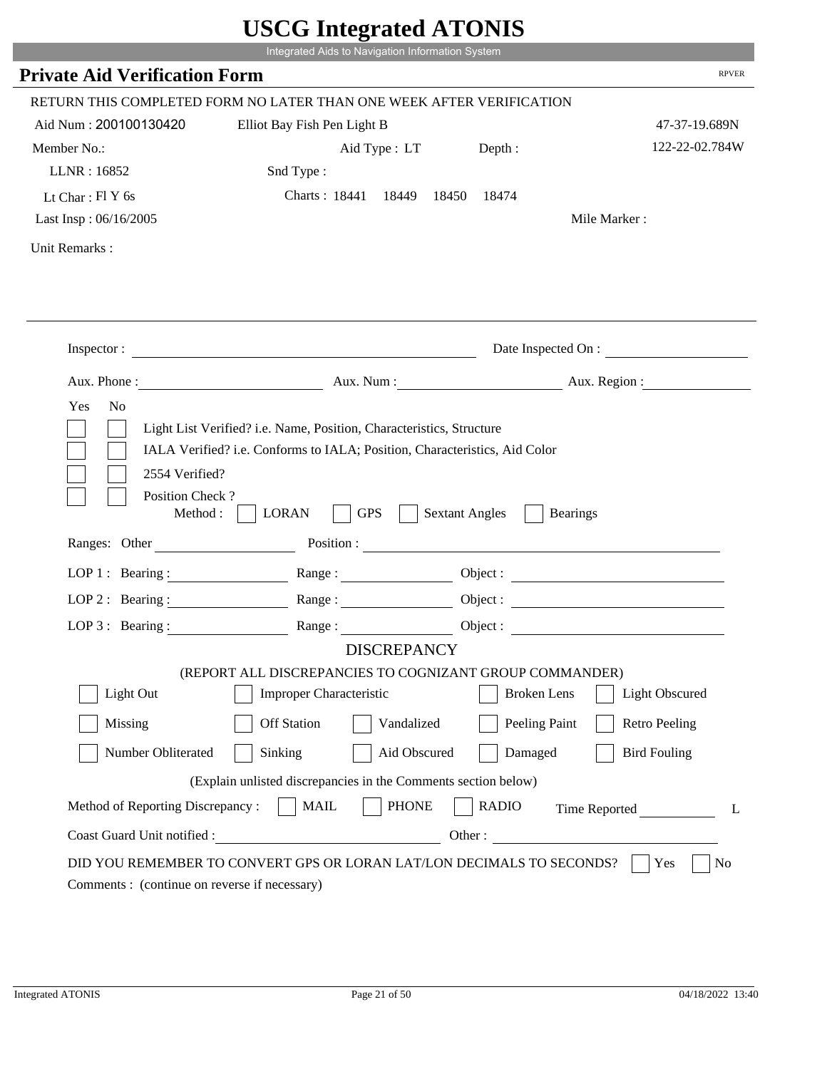# USCG Integrated ATONIS

Integrated Aids to Navigation Information System

## Private Aid Verification Form

RPVER

RETURN THIS COMPLETED FORM NO LATER THAN ONE WEEK AFTER VERIFICATION

Aid Num : 200100130420    Elliot Bay Fish Pen Light B    47-37-19.689N

Member No.:    Aid Type : LT    Depth :    122-22-02.784W

LLNR : 16852    Snd Type :

Lt Char : Fl Y 6s    Charts : 18441  18449  18450  18474

Last Insp : 06/16/2005    Mile Marker :

Unit Remarks :

Inspector : ____________________    Date Inspected On : ____________

Aux. Phone : ____________    Aux. Num : ____________    Aux. Region : ____________

Yes  No

- [ ] [ ] Light List Verified? i.e. Name, Position, Characteristics, Structure
- [ ] [ ] IALA Verified? i.e. Conforms to IALA; Position, Characteristics, Aid Color
- [ ] [ ] 2554 Verified?
- [ ] [ ] Position Check ?
  Method : [ ] LORAN  [ ] GPS  [ ] Sextant Angles  [ ] Bearings

Ranges: Other ____________    Position : ____________________

LOP 1 : Bearing : ____________    Range : ____________    Object : ____________

LOP 2 : Bearing : ____________    Range : ____________    Object : ____________

LOP 3 : Bearing : ____________    Range : ____________    Object : ____________

### DISCREPANCY

(REPORT ALL DISCREPANCIES TO COGNIZANT GROUP COMMANDER)

- [ ] Light Out  - [ ] Improper Characteristic  - [ ] Broken Lens  - [ ] Light Obscured
- [ ] Missing  - [ ] Off Station  - [ ] Vandalized  - [ ] Peeling Paint  - [ ] Retro Peeling
- [ ] Number Obliterated  - [ ] Sinking  - [ ] Aid Obscured  - [ ] Damaged  - [ ] Bird Fouling

(Explain unlisted discrepancies in the Comments section below)

Method of Reporting Discrepancy : [ ] MAIL  [ ] PHONE  [ ] RADIO    Time Reported ________ L

Coast Guard Unit notified : ____________________    Other : ____________________

DID YOU REMEMBER TO CONVERT GPS OR LORAN LAT/LON DECIMALS TO SECONDS? [ ] Yes  [ ] No

Comments : (continue on reverse if necessary)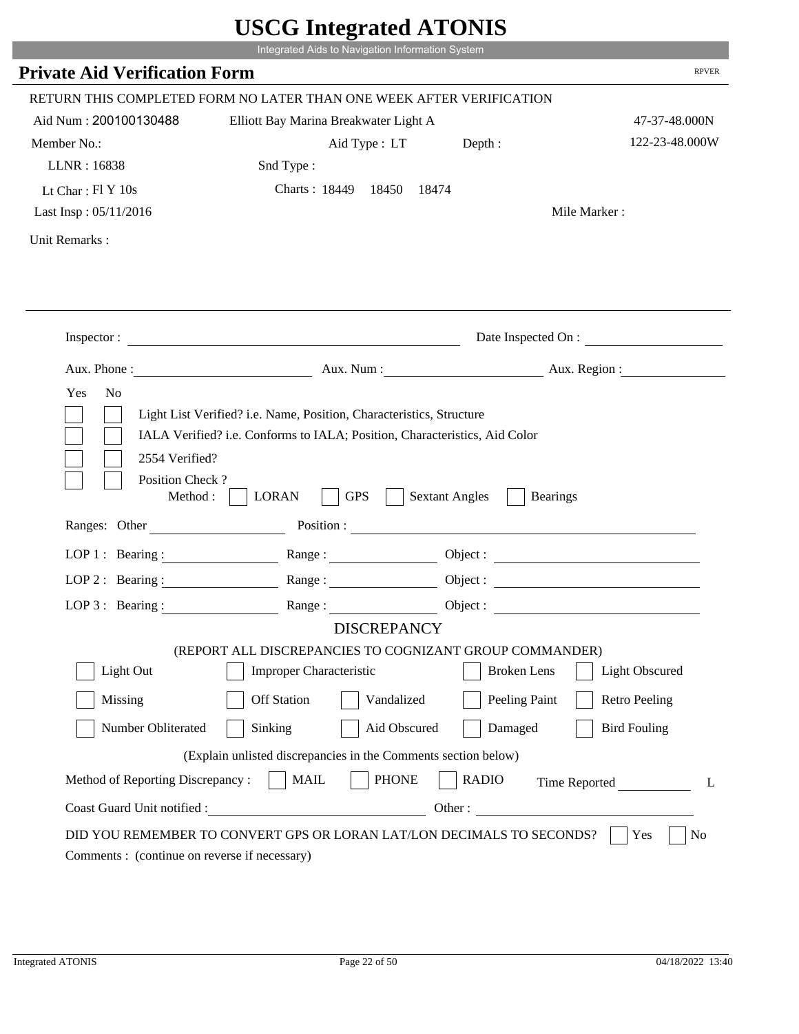# USCG Integrated ATONIS

Integrated Aids to Navigation Information System

## Private Aid Verification Form

RPVER

RETURN THIS COMPLETED FORM NO LATER THAN ONE WEEK AFTER VERIFICATION

Aid Num : 200100130488 &nbsp;&nbsp; Elliott Bay Marina Breakwater Light A &nbsp;&nbsp; 47-37-48.000N

Member No.: &nbsp;&nbsp; Aid Type : LT &nbsp;&nbsp; Depth : &nbsp;&nbsp; 122-23-48.000W

LLNR : 16838 &nbsp;&nbsp; Snd Type :

Lt Char : Fl Y 10s &nbsp;&nbsp; Charts : 18449 &nbsp; 18450 &nbsp; 18474

Last Insp : 05/11/2016 &nbsp;&nbsp; Mile Marker :

Unit Remarks :

---

Inspector : ____________________ Date Inspected On : ____________________

Aux. Phone : ____________________ Aux. Num : ____________________ Aux. Region : ____________________

Yes No

- [ ] [ ] Light List Verified? i.e. Name, Position, Characteristics, Structure
- [ ] [ ] IALA Verified? i.e. Conforms to IALA; Position, Characteristics, Aid Color
- [ ] [ ] 2554 Verified?
- [ ] [ ] Position Check ?

Method : [ ] LORAN [ ] GPS [ ] Sextant Angles [ ] Bearings

Ranges: Other ____________________ Position : ____________________

LOP 1 : Bearing : ____________ Range : ____________ Object : ____________________

LOP 2 : Bearing : ____________ Range : ____________ Object : ____________________

LOP 3 : Bearing : ____________ Range : ____________ Object : ____________________

### DISCREPANCY

(REPORT ALL DISCREPANCIES TO COGNIZANT GROUP COMMANDER)

- [ ] Light Out
- [ ] Improper Characteristic
- [ ] Broken Lens
- [ ] Light Obscured
- [ ] Missing
- [ ] Off Station
- [ ] Vandalized
- [ ] Peeling Paint
- [ ] Retro Peeling
- [ ] Number Obliterated
- [ ] Sinking
- [ ] Aid Obscured
- [ ] Damaged
- [ ] Bird Fouling

(Explain unlisted discrepancies in the Comments section below)

Method of Reporting Discrepancy : [ ] MAIL [ ] PHONE [ ] RADIO &nbsp;&nbsp; Time Reported ____________ L

Coast Guard Unit notified : ____________________ Other : ____________________

DID YOU REMEMBER TO CONVERT GPS OR LORAN LAT/LON DECIMALS TO SECONDS? [ ] Yes [ ] No

Comments : (continue on reverse if necessary)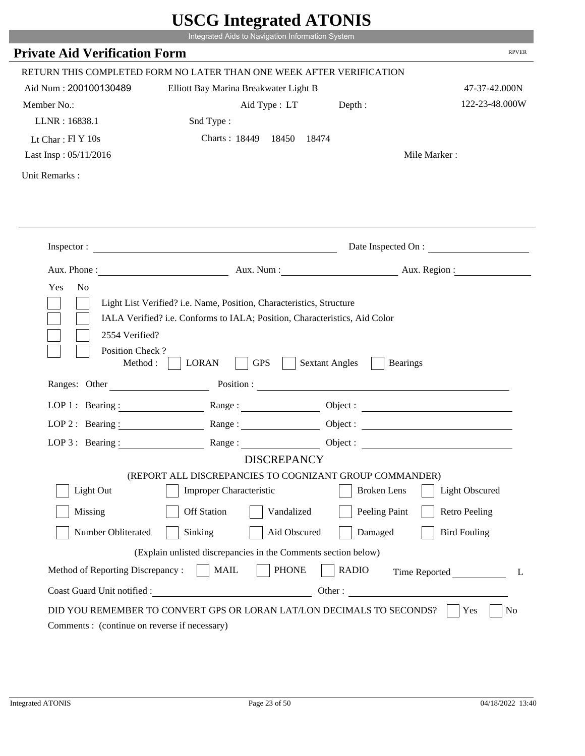# USCG Integrated ATONIS

Integrated Aids to Navigation Information System

## Private Aid Verification Form

RPVER

RETURN THIS COMPLETED FORM NO LATER THAN ONE WEEK AFTER VERIFICATION

Aid Num : 200100130489 — Elliott Bay Marina Breakwater Light B — 47-37-42.000N

Member No.: — Aid Type : LT — Depth : — 122-23-48.000W

LLNR : 16838.1 — Snd Type :

Lt Char : Fl Y 10s — Charts : 18449 18450 18474

Last Insp : 05/11/2016 — Mile Marker :

Unit Remarks :

Inspector : ______ Date Inspected On : ______

Aux. Phone : ______ Aux. Num : ______ Aux. Region : ______

Yes No

- [ ] [ ] Light List Verified? i.e. Name, Position, Characteristics, Structure
- [ ] [ ] IALA Verified? i.e. Conforms to IALA; Position, Characteristics, Aid Color
- [ ] [ ] 2554 Verified?
- [ ] [ ] Position Check ?

Method : [ ] LORAN [ ] GPS [ ] Sextant Angles [ ] Bearings

Ranges: Other ______ Position : ______

LOP 1 : Bearing : ______ Range : ______ Object : ______

LOP 2 : Bearing : ______ Range : ______ Object : ______

LOP 3 : Bearing : ______ Range : ______ Object : ______

### DISCREPANCY

(REPORT ALL DISCREPANCIES TO COGNIZANT GROUP COMMANDER)

- [ ] Light Out
- [ ] Improper Characteristic
- [ ] Broken Lens
- [ ] Light Obscured
- [ ] Missing
- [ ] Off Station
- [ ] Vandalized
- [ ] Peeling Paint
- [ ] Retro Peeling
- [ ] Number Obliterated
- [ ] Sinking
- [ ] Aid Obscured
- [ ] Damaged
- [ ] Bird Fouling

(Explain unlisted discrepancies in the Comments section below)

Method of Reporting Discrepancy : [ ] MAIL [ ] PHONE [ ] RADIO Time Reported ______ L

Coast Guard Unit notified : ______ Other : ______

DID YOU REMEMBER TO CONVERT GPS OR LORAN LAT/LON DECIMALS TO SECONDS? [ ] Yes [ ] No

Comments : (continue on reverse if necessary)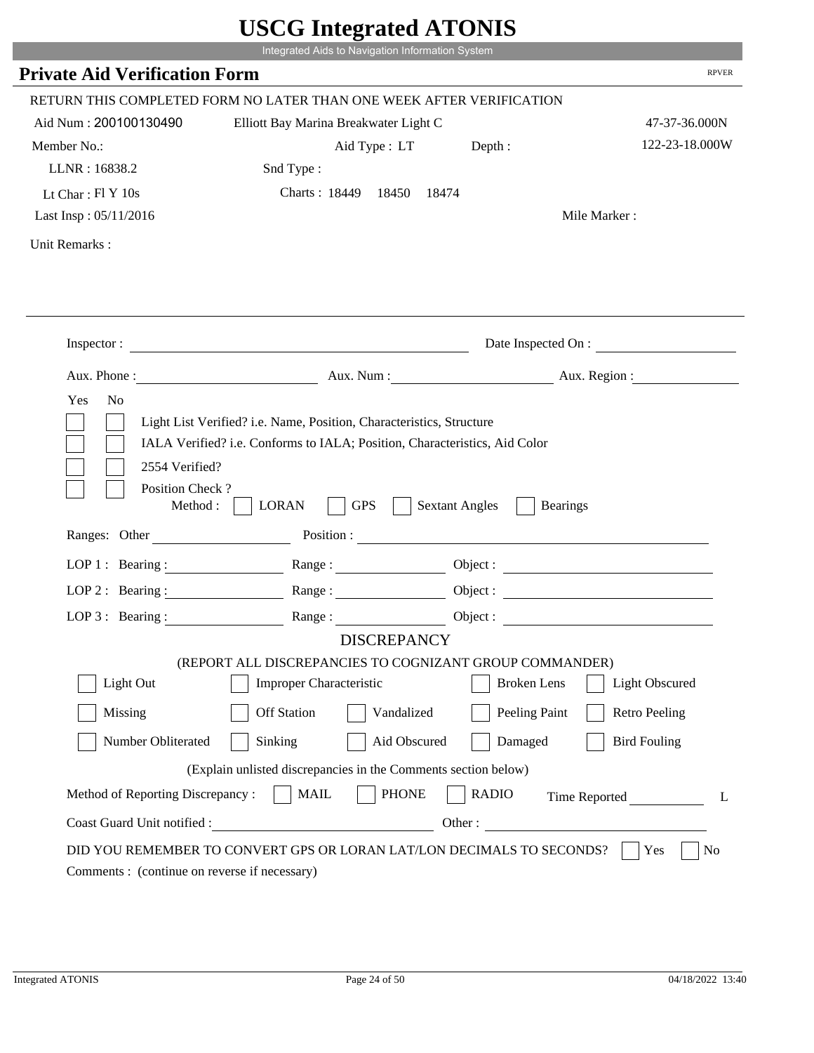# USCG Integrated ATONIS

Integrated Aids to Navigation Information System

## Private Aid Verification Form

RPVER

RETURN THIS COMPLETED FORM NO LATER THAN ONE WEEK AFTER VERIFICATION

Aid Num : 200100130490    Elliott Bay Marina Breakwater Light C    47-37-36.000N

Member No.:    Aid Type : LT    Depth :    122-23-18.000W

LLNR : 16838.2    Snd Type :

Lt Char : Fl Y 10s    Charts : 18449  18450  18474

Last Insp : 05/11/2016    Mile Marker :

Unit Remarks :

---

Inspector : ____________________    Date Inspected On : ____________

Aux. Phone : ____________    Aux. Num : ____________    Aux. Region : ____________

Yes  No

☐ ☐ Light List Verified? i.e. Name, Position, Characteristics, Structure

☐ ☐ IALA Verified? i.e. Conforms to IALA; Position, Characteristics, Aid Color

☐ ☐ 2554 Verified?

☐ ☐ Position Check ?

Method : ☐ LORAN ☐ GPS ☐ Sextant Angles ☐ Bearings

Ranges: Other ____________    Position : ____________

LOP 1 : Bearing : ____________    Range : ____________    Object : ____________

LOP 2 : Bearing : ____________    Range : ____________    Object : ____________

LOP 3 : Bearing : ____________    Range : ____________    Object : ____________

### DISCREPANCY

(REPORT ALL DISCREPANCIES TO COGNIZANT GROUP COMMANDER)

☐ Light Out ☐ Improper Characteristic ☐ Broken Lens ☐ Light Obscured

☐ Missing ☐ Off Station ☐ Vandalized ☐ Peeling Paint ☐ Retro Peeling

☐ Number Obliterated ☐ Sinking ☐ Aid Obscured ☐ Damaged ☐ Bird Fouling

(Explain unlisted discrepancies in the Comments section below)

Method of Reporting Discrepancy : ☐ MAIL ☐ PHONE ☐ RADIO    Time Reported ____________ L

Coast Guard Unit notified : ____________    Other : ____________

DID YOU REMEMBER TO CONVERT GPS OR LORAN LAT/LON DECIMALS TO SECONDS? ☐ Yes ☐ No

Comments : (continue on reverse if necessary)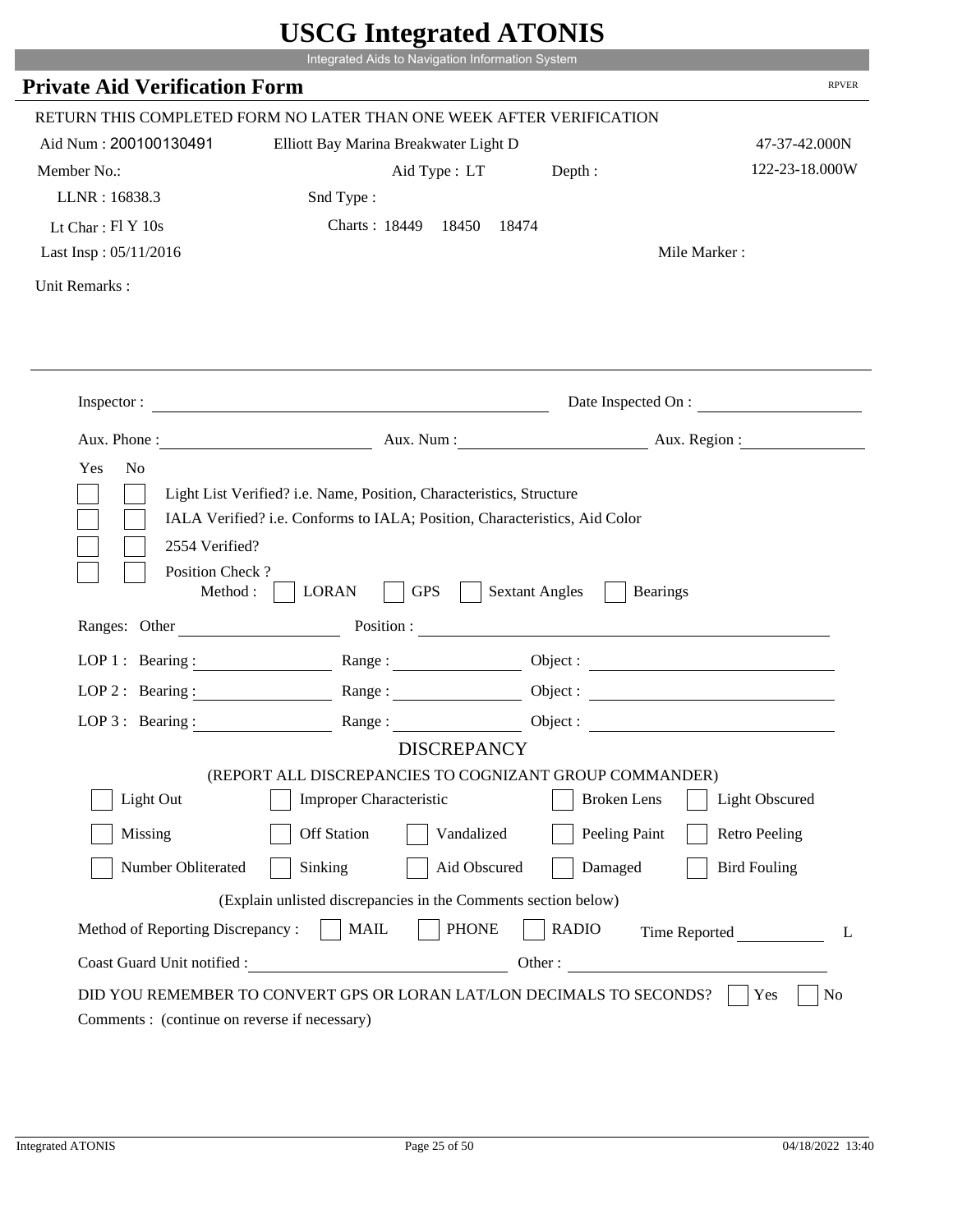# USCG Integrated ATONIS

Integrated Aids to Navigation Information System

## Private Aid Verification Form

RPVER

RETURN THIS COMPLETED FORM NO LATER THAN ONE WEEK AFTER VERIFICATION

Aid Num : 200100130491 &nbsp;&nbsp; Elliott Bay Marina Breakwater Light D &nbsp;&nbsp; 47-37-42.000N

Member No.: &nbsp;&nbsp; Aid Type : LT &nbsp;&nbsp; Depth : &nbsp;&nbsp; 122-23-18.000W

LLNR : 16838.3 &nbsp;&nbsp; Snd Type :

Lt Char : Fl Y 10s &nbsp;&nbsp; Charts : 18449 18450 18474

Last Insp : 05/11/2016 &nbsp;&nbsp; Mile Marker :

Unit Remarks :

---

Inspector : ______________________ Date Inspected On : ______________

Aux. Phone : ______________ Aux. Num : ______________ Aux. Region : ______________

Yes No

- [ ] [ ] Light List Verified? i.e. Name, Position, Characteristics, Structure
- [ ] [ ] IALA Verified? i.e. Conforms to IALA; Position, Characteristics, Aid Color
- [ ] [ ] 2554 Verified?
- [ ] [ ] Position Check ?

Method : [ ] LORAN [ ] GPS [ ] Sextant Angles [ ] Bearings

Ranges: Other ______________ Position : ______________________

LOP 1 : Bearing : ______________ Range : ______________ Object : ______________

LOP 2 : Bearing : ______________ Range : ______________ Object : ______________

LOP 3 : Bearing : ______________ Range : ______________ Object : ______________

### DISCREPANCY

(REPORT ALL DISCREPANCIES TO COGNIZANT GROUP COMMANDER)

- [ ] Light Out
- [ ] Improper Characteristic
- [ ] Broken Lens
- [ ] Light Obscured
- [ ] Missing
- [ ] Off Station
- [ ] Vandalized
- [ ] Peeling Paint
- [ ] Retro Peeling
- [ ] Number Obliterated
- [ ] Sinking
- [ ] Aid Obscured
- [ ] Damaged
- [ ] Bird Fouling

(Explain unlisted discrepancies in the Comments section below)

Method of Reporting Discrepancy : [ ] MAIL [ ] PHONE [ ] RADIO &nbsp;&nbsp; Time Reported ______ L

Coast Guard Unit notified : ______________________ Other : ______________________

DID YOU REMEMBER TO CONVERT GPS OR LORAN LAT/LON DECIMALS TO SECONDS? [ ] Yes [ ] No

Comments : (continue on reverse if necessary)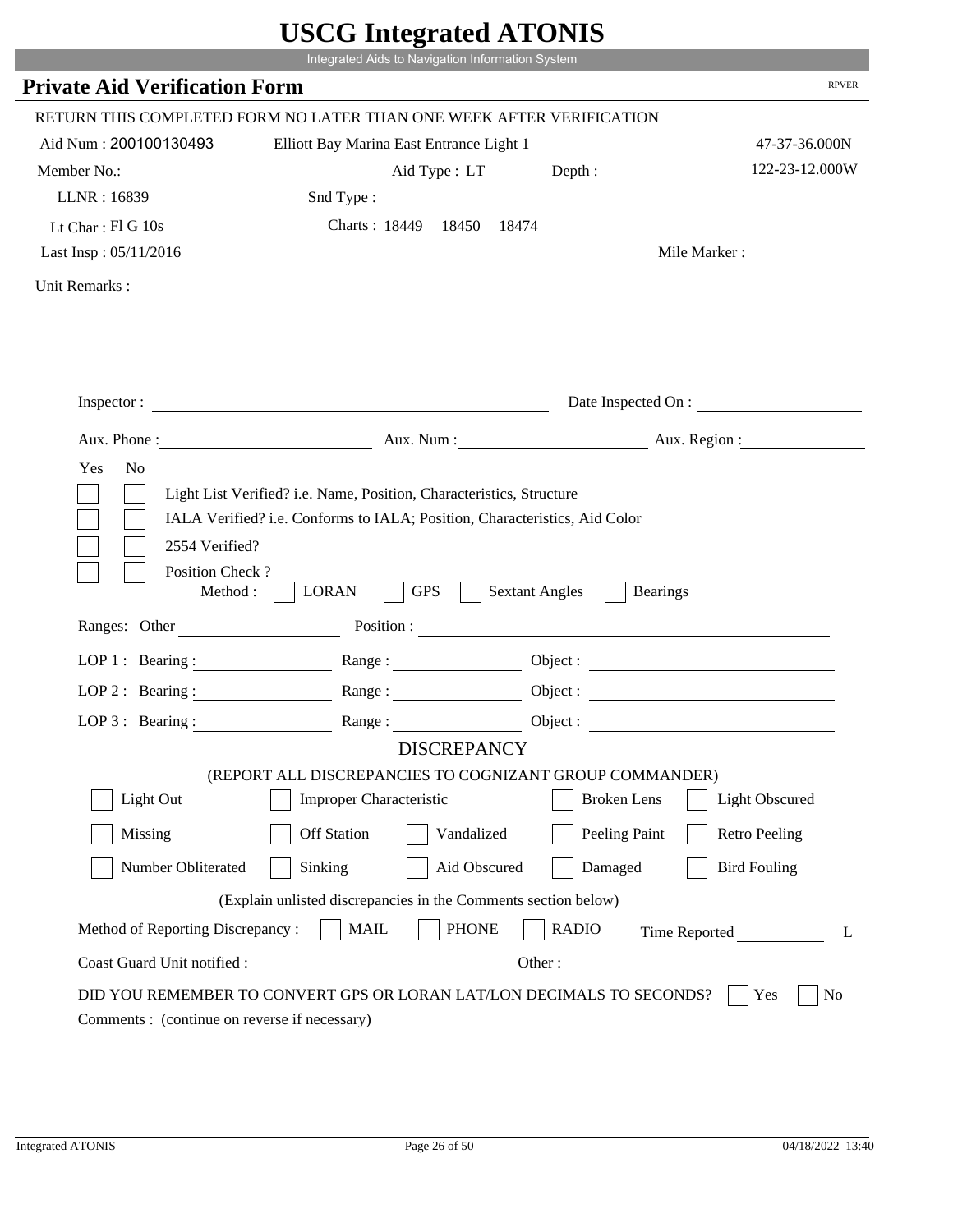# USCG Integrated ATONIS

Integrated Aids to Navigation Information System

## Private Aid Verification Form

RPVER

RETURN THIS COMPLETED FORM NO LATER THAN ONE WEEK AFTER VERIFICATION

Aid Num : 200100130493　　Elliott Bay Marina East Entrance Light 1　　47-37-36.000N

Member No.:　　Aid Type : LT　　Depth :　　122-23-12.000W

LLNR : 16839　　Snd Type :

Lt Char : Fl G 10s　　Charts : 18449　18450　18474

Last Insp : 05/11/2016　　Mile Marker :

Unit Remarks :

Inspector : ______________________　　Date Inspected On : ______________

Aux. Phone : ______________　　Aux. Num : ______________　　Aux. Region : ______________

Yes　No

☐ ☐ Light List Verified? i.e. Name, Position, Characteristics, Structure

☐ ☐ IALA Verified? i.e. Conforms to IALA; Position, Characteristics, Aid Color

☐ ☐ 2554 Verified?

☐ ☐ Position Check ?
Method : ☐ LORAN ☐ GPS ☐ Sextant Angles ☐ Bearings

Ranges: Other ______________　　Position : ______________________

LOP 1 : Bearing : ______________　　Range : ______________　　Object : ______________

LOP 2 : Bearing : ______________　　Range : ______________　　Object : ______________

LOP 3 : Bearing : ______________　　Range : ______________　　Object : ______________

### DISCREPANCY

(REPORT ALL DISCREPANCIES TO COGNIZANT GROUP COMMANDER)

☐ Light Out　☐ Improper Characteristic　☐ Broken Lens　☐ Light Obscured

☐ Missing　☐ Off Station　☐ Vandalized　☐ Peeling Paint　☐ Retro Peeling

☐ Number Obliterated　☐ Sinking　☐ Aid Obscured　☐ Damaged　☐ Bird Fouling

(Explain unlisted discrepancies in the Comments section below)

Method of Reporting Discrepancy : ☐ MAIL ☐ PHONE ☐ RADIO　　Time Reported ______________ L

Coast Guard Unit notified : ______________________　　Other : ______________________

DID YOU REMEMBER TO CONVERT GPS OR LORAN LAT/LON DECIMALS TO SECONDS? ☐ Yes ☐ No

Comments : (continue on reverse if necessary)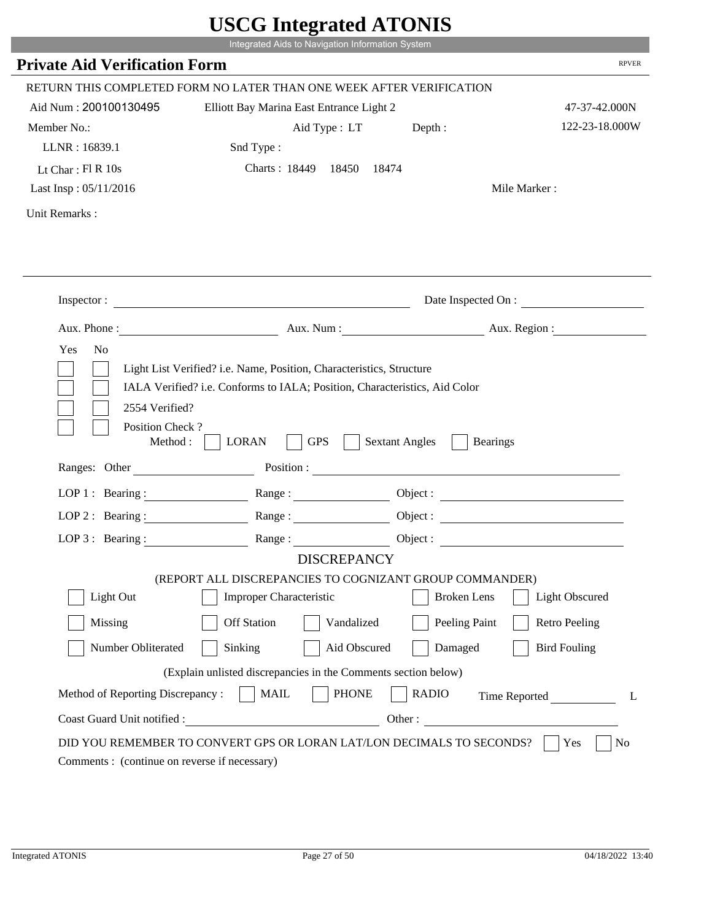# USCG Integrated ATONIS

Integrated Aids to Navigation Information System

## Private Aid Verification Form

RPVER

RETURN THIS COMPLETED FORM NO LATER THAN ONE WEEK AFTER VERIFICATION

Aid Num : 200100130495 &nbsp;&nbsp; Elliott Bay Marina East Entrance Light 2 &nbsp;&nbsp; 47-37-42.000N

Member No.: &nbsp;&nbsp; Aid Type : LT &nbsp;&nbsp; Depth : &nbsp;&nbsp; 122-23-18.000W

LLNR : 16839.1 &nbsp;&nbsp; Snd Type :

Lt Char : Fl R 10s &nbsp;&nbsp; Charts : 18449 18450 18474

Last Insp : 05/11/2016 &nbsp;&nbsp; Mile Marker :

Unit Remarks :

Inspector : ______________________ Date Inspected On : ______________

Aux. Phone : ______________ Aux. Num : ______________ Aux. Region : ______________

Yes No

- [ ] [ ] Light List Verified? i.e. Name, Position, Characteristics, Structure
- [ ] [ ] IALA Verified? i.e. Conforms to IALA; Position, Characteristics, Aid Color
- [ ] [ ] 2554 Verified?
- [ ] [ ] Position Check ?

Method : [ ] LORAN [ ] GPS [ ] Sextant Angles [ ] Bearings

Ranges: Other ______________ Position : ______________________

LOP 1 : Bearing : ______________ Range : ______________ Object : ______________

LOP 2 : Bearing : ______________ Range : ______________ Object : ______________

LOP 3 : Bearing : ______________ Range : ______________ Object : ______________

### DISCREPANCY

(REPORT ALL DISCREPANCIES TO COGNIZANT GROUP COMMANDER)

- [ ] Light Out
- [ ] Improper Characteristic
- [ ] Broken Lens
- [ ] Light Obscured
- [ ] Missing
- [ ] Off Station
- [ ] Vandalized
- [ ] Peeling Paint
- [ ] Retro Peeling
- [ ] Number Obliterated
- [ ] Sinking
- [ ] Aid Obscured
- [ ] Damaged
- [ ] Bird Fouling

(Explain unlisted discrepancies in the Comments section below)

Method of Reporting Discrepancy : [ ] MAIL [ ] PHONE [ ] RADIO &nbsp;&nbsp; Time Reported ______________ L

Coast Guard Unit notified : ______________________ Other : ______________________

DID YOU REMEMBER TO CONVERT GPS OR LORAN LAT/LON DECIMALS TO SECONDS? [ ] Yes [ ] No

Comments : (continue on reverse if necessary)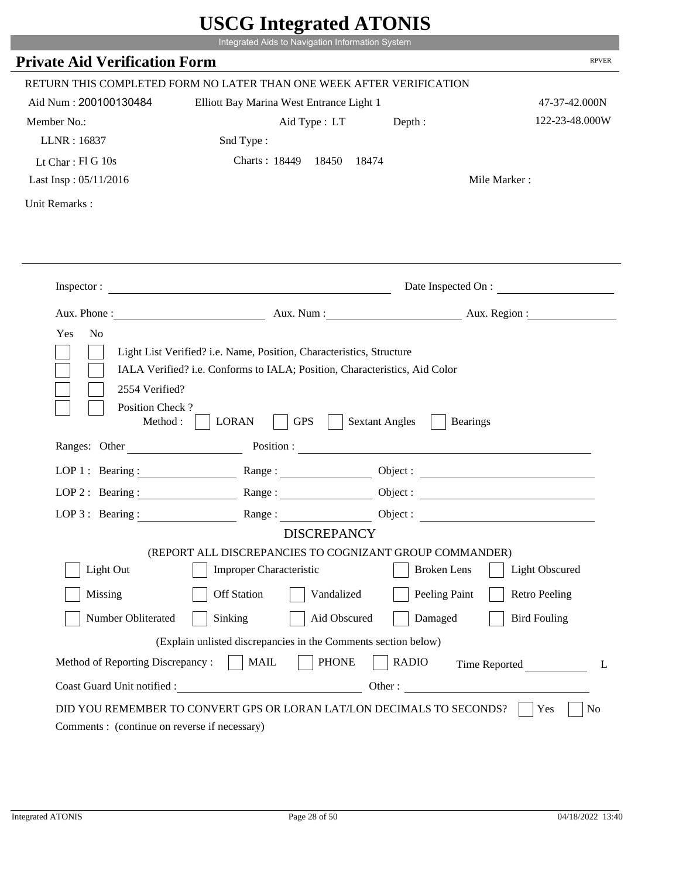# USCG Integrated ATONIS

Integrated Aids to Navigation Information System

## Private Aid Verification Form

RPVER

RETURN THIS COMPLETED FORM NO LATER THAN ONE WEEK AFTER VERIFICATION

Aid Num : 200100130484    Elliott Bay Marina West Entrance Light 1    47-37-42.000N

Member No.:    Aid Type : LT    Depth :    122-23-48.000W

LLNR : 16837    Snd Type :

Lt Char : Fl G 10s    Charts : 18449  18450  18474

Last Insp : 05/11/2016    Mile Marker :

Unit Remarks :

Inspector : ______    Date Inspected On : ______

Aux. Phone : ______    Aux. Num : ______    Aux. Region : ______

Yes  No

- [ ] [ ] Light List Verified? i.e. Name, Position, Characteristics, Structure
- [ ] [ ] IALA Verified? i.e. Conforms to IALA; Position, Characteristics, Aid Color
- [ ] [ ] 2554 Verified?
- [ ] [ ] Position Check ?

Method : [ ] LORAN  [ ] GPS  [ ] Sextant Angles  [ ] Bearings

Ranges: Other ______    Position : ______

LOP 1 : Bearing : ______    Range : ______    Object : ______

LOP 2 : Bearing : ______    Range : ______    Object : ______

LOP 3 : Bearing : ______    Range : ______    Object : ______

### DISCREPANCY

(REPORT ALL DISCREPANCIES TO COGNIZANT GROUP COMMANDER)

- [ ] Light Out  [ ] Improper Characteristic  [ ] Broken Lens  [ ] Light Obscured
- [ ] Missing  [ ] Off Station  [ ] Vandalized  [ ] Peeling Paint  [ ] Retro Peeling
- [ ] Number Obliterated  [ ] Sinking  [ ] Aid Obscured  [ ] Damaged  [ ] Bird Fouling

(Explain unlisted discrepancies in the Comments section below)

Method of Reporting Discrepancy : [ ] MAIL  [ ] PHONE  [ ] RADIO    Time Reported ______ L

Coast Guard Unit notified : ______    Other : ______

DID YOU REMEMBER TO CONVERT GPS OR LORAN LAT/LON DECIMALS TO SECONDS? [ ] Yes  [ ] No

Comments : (continue on reverse if necessary)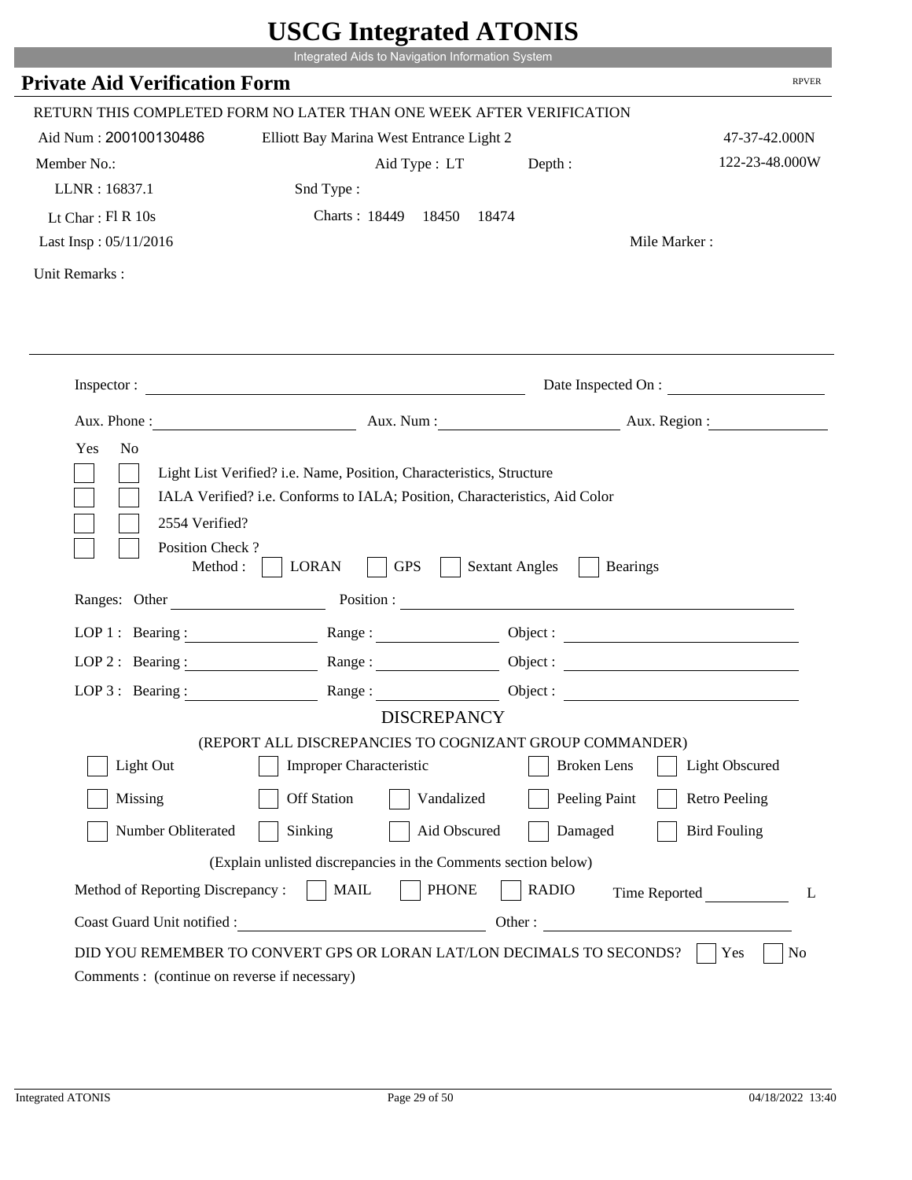# USCG Integrated ATONIS

Integrated Aids to Navigation Information System

## Private Aid Verification Form

RPVER

RETURN THIS COMPLETED FORM NO LATER THAN ONE WEEK AFTER VERIFICATION

Aid Num : 200100130486 | Elliott Bay Marina West Entrance Light 2 | 47-37-42.000N

Member No.: | Aid Type : LT | Depth : | 122-23-48.000W

LLNR : 16837.1 | Snd Type :

Lt Char : Fl R 10s | Charts : 18449 18450 18474

Last Insp : 05/11/2016 | Mile Marker :

Unit Remarks :

---

Inspector : ____________________ Date Inspected On : ____________________

Aux. Phone : ____________________ Aux. Num : ____________________ Aux. Region : ____________________

Yes No

- [ ] [ ] Light List Verified? i.e. Name, Position, Characteristics, Structure
- [ ] [ ] IALA Verified? i.e. Conforms to IALA; Position, Characteristics, Aid Color
- [ ] [ ] 2554 Verified?
- [ ] [ ] Position Check ?

Method : [ ] LORAN [ ] GPS [ ] Sextant Angles [ ] Bearings

Ranges: Other ____________________ Position : ____________________

LOP 1 : Bearing : ____________ Range : ____________ Object : ____________________

LOP 2 : Bearing : ____________ Range : ____________ Object : ____________________

LOP 3 : Bearing : ____________ Range : ____________ Object : ____________________

### DISCREPANCY

(REPORT ALL DISCREPANCIES TO COGNIZANT GROUP COMMANDER)

- [ ] Light Out
- [ ] Improper Characteristic
- [ ] Broken Lens
- [ ] Light Obscured
- [ ] Missing
- [ ] Off Station
- [ ] Vandalized
- [ ] Peeling Paint
- [ ] Retro Peeling
- [ ] Number Obliterated
- [ ] Sinking
- [ ] Aid Obscured
- [ ] Damaged
- [ ] Bird Fouling

(Explain unlisted discrepancies in the Comments section below)

Method of Reporting Discrepancy : [ ] MAIL [ ] PHONE [ ] RADIO Time Reported __________ L

Coast Guard Unit notified : ____________________ Other : ____________________

DID YOU REMEMBER TO CONVERT GPS OR LORAN LAT/LON DECIMALS TO SECONDS? [ ] Yes [ ] No

Comments : (continue on reverse if necessary)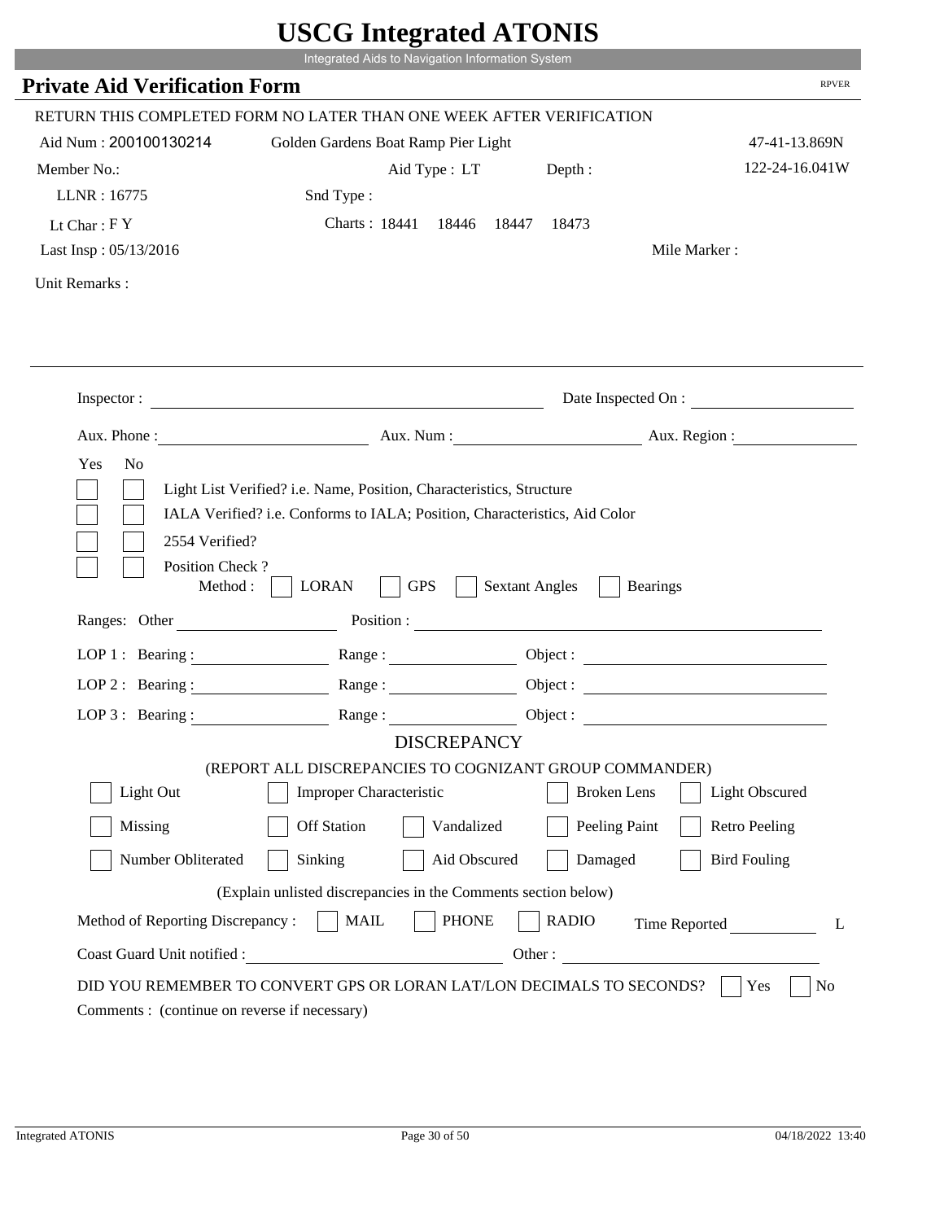# USCG Integrated ATONIS

Integrated Aids to Navigation Information System

## Private Aid Verification Form

RPVER

RETURN THIS COMPLETED FORM NO LATER THAN ONE WEEK AFTER VERIFICATION

Aid Num : 200100130214 Golden Gardens Boat Ramp Pier Light 47-41-13.869N

Member No.: Aid Type : LT Depth : 122-24-16.041W

LLNR : 16775 Snd Type :

Lt Char : F Y Charts : 18441 18446 18447 18473

Last Insp : 05/13/2016 Mile Marker :

Unit Remarks :

Inspector : Date Inspected On :

Aux. Phone : Aux. Num : Aux. Region :

Yes No

- [ ] [ ] Light List Verified? i.e. Name, Position, Characteristics, Structure
- [ ] [ ] IALA Verified? i.e. Conforms to IALA; Position, Characteristics, Aid Color
- [ ] [ ] 2554 Verified?
- [ ] [ ] Position Check ?

Method : [ ] LORAN [ ] GPS [ ] Sextant Angles [ ] Bearings

Ranges: Other Position :

LOP 1 : Bearing : Range : Object :

LOP 2 : Bearing : Range : Object :

LOP 3 : Bearing : Range : Object :

### DISCREPANCY

(REPORT ALL DISCREPANCIES TO COGNIZANT GROUP COMMANDER)

- [ ] Light Out
- [ ] Improper Characteristic
- [ ] Broken Lens
- [ ] Light Obscured
- [ ] Missing
- [ ] Off Station
- [ ] Vandalized
- [ ] Peeling Paint
- [ ] Retro Peeling
- [ ] Number Obliterated
- [ ] Sinking
- [ ] Aid Obscured
- [ ] Damaged
- [ ] Bird Fouling

(Explain unlisted discrepancies in the Comments section below)

Method of Reporting Discrepancy : [ ] MAIL [ ] PHONE [ ] RADIO Time Reported L

Coast Guard Unit notified : Other :

DID YOU REMEMBER TO CONVERT GPS OR LORAN LAT/LON DECIMALS TO SECONDS? [ ] Yes [ ] No

Comments : (continue on reverse if necessary)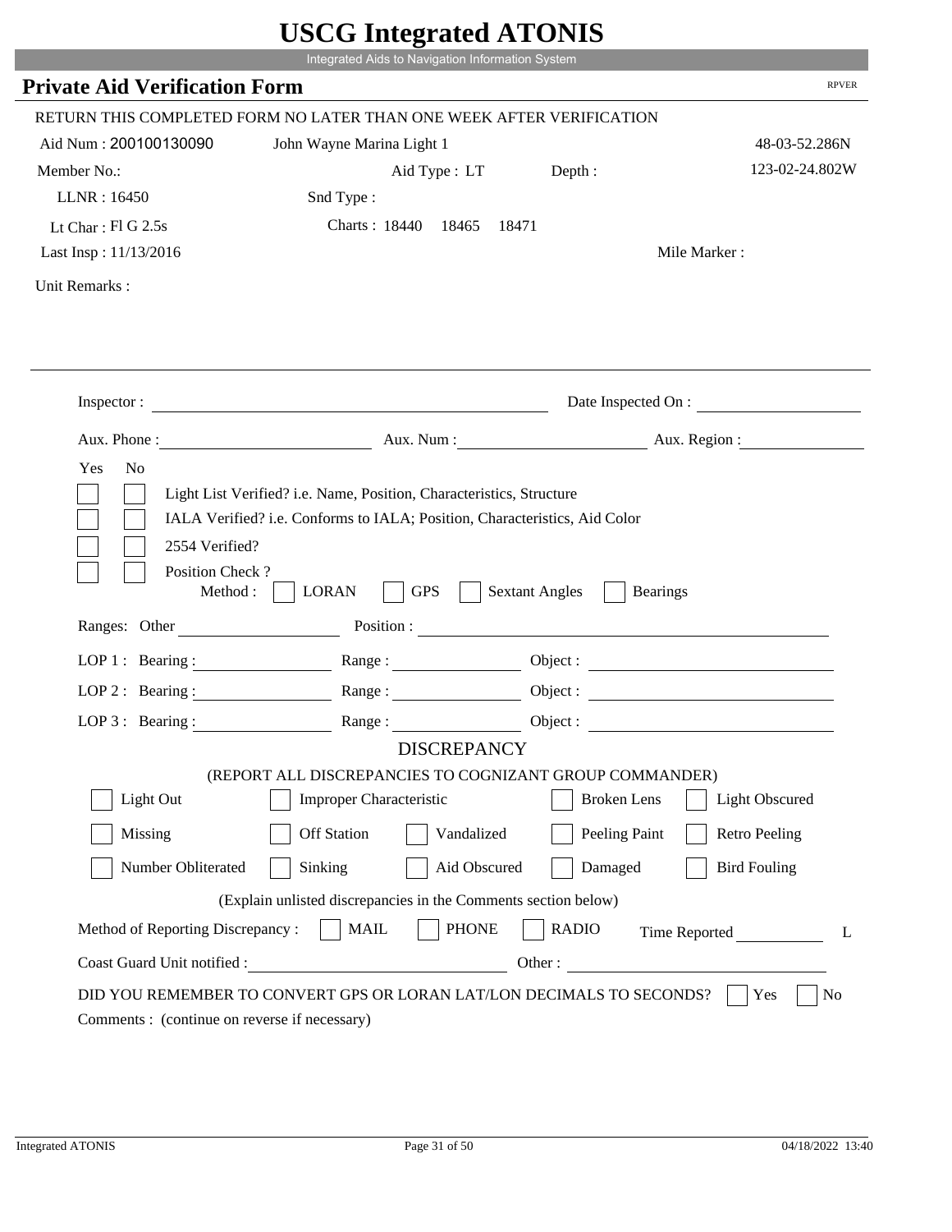# USCG Integrated ATONIS

Integrated Aids to Navigation Information System

## Private Aid Verification Form

RPVER

RETURN THIS COMPLETED FORM NO LATER THAN ONE WEEK AFTER VERIFICATION

Aid Num : 200100130090 John Wayne Marina Light 1 48-03-52.286N

Member No.: Aid Type : LT Depth : 123-02-24.802W

LLNR : 16450 Snd Type :

Lt Char : Fl G 2.5s Charts : 18440 18465 18471

Last Insp : 11/13/2016 Mile Marker :

Unit Remarks :

Inspector : Date Inspected On :

Aux. Phone : Aux. Num : Aux. Region :

Yes No

- [ ] [ ] Light List Verified? i.e. Name, Position, Characteristics, Structure
- [ ] [ ] IALA Verified? i.e. Conforms to IALA; Position, Characteristics, Aid Color
- [ ] [ ] 2554 Verified?
- [ ] [ ] Position Check ?

Method : [ ] LORAN [ ] GPS [ ] Sextant Angles [ ] Bearings

Ranges: Other Position :

LOP 1 : Bearing : Range : Object :

LOP 2 : Bearing : Range : Object :

LOP 3 : Bearing : Range : Object :

DISCREPANCY

(REPORT ALL DISCREPANCIES TO COGNIZANT GROUP COMMANDER)

- [ ] Light Out [ ] Improper Characteristic [ ] Broken Lens [ ] Light Obscured
- [ ] Missing [ ] Off Station [ ] Vandalized [ ] Peeling Paint [ ] Retro Peeling
- [ ] Number Obliterated [ ] Sinking [ ] Aid Obscured [ ] Damaged [ ] Bird Fouling

(Explain unlisted discrepancies in the Comments section below)

Method of Reporting Discrepancy : [ ] MAIL [ ] PHONE [ ] RADIO Time Reported L

Coast Guard Unit notified : Other :

DID YOU REMEMBER TO CONVERT GPS OR LORAN LAT/LON DECIMALS TO SECONDS? [ ] Yes [ ] No

Comments : (continue on reverse if necessary)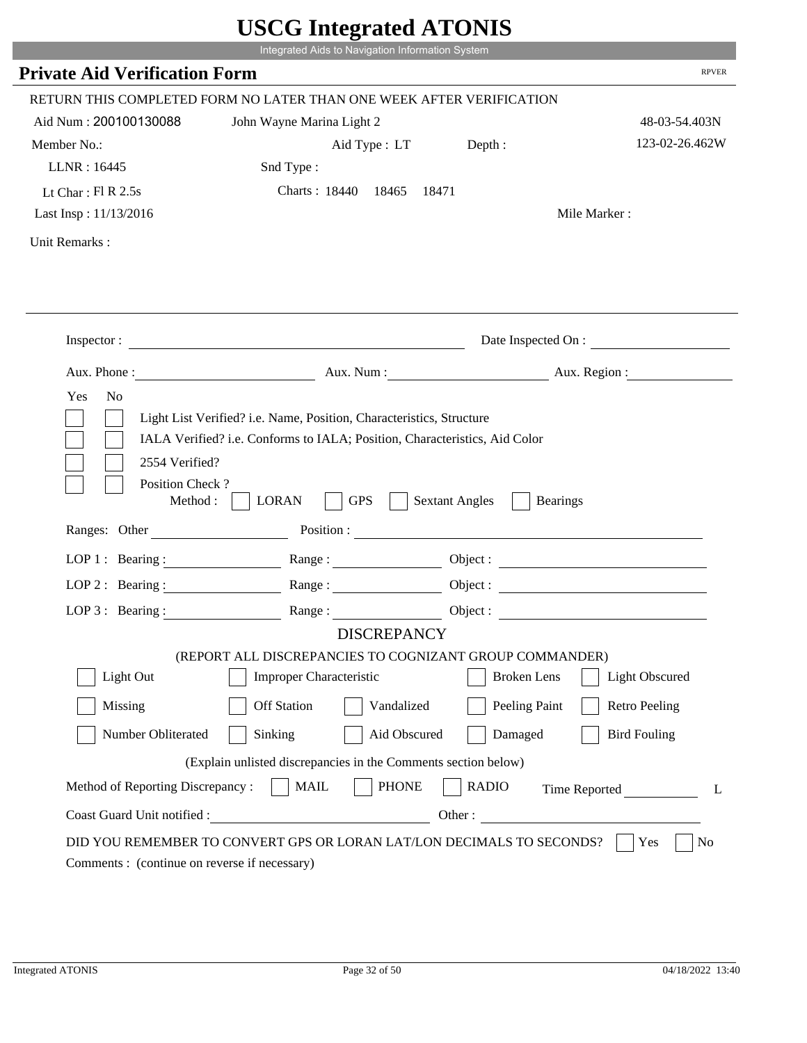# USCG Integrated ATONIS

Integrated Aids to Navigation Information System

## Private Aid Verification Form

RPVER

RETURN THIS COMPLETED FORM NO LATER THAN ONE WEEK AFTER VERIFICATION

Aid Num : 200100130088 John Wayne Marina Light 2 48-03-54.403N

Member No.: Aid Type : LT Depth : 123-02-26.462W

LLNR : 16445 Snd Type :

Lt Char : Fl R 2.5s Charts : 18440 18465 18471

Last Insp : 11/13/2016 Mile Marker :

Unit Remarks :

Inspector : Date Inspected On :

Aux. Phone : Aux. Num : Aux. Region :

Yes No

- Light List Verified? i.e. Name, Position, Characteristics, Structure
- IALA Verified? i.e. Conforms to IALA; Position, Characteristics, Aid Color
- 2554 Verified?
- Position Check ?

Method : LORAN GPS Sextant Angles Bearings

Ranges: Other Position :

LOP 1 : Bearing : Range : Object :

LOP 2 : Bearing : Range : Object :

LOP 3 : Bearing : Range : Object :

### DISCREPANCY

(REPORT ALL DISCREPANCIES TO COGNIZANT GROUP COMMANDER)

- Light Out
- Improper Characteristic
- Broken Lens
- Light Obscured
- Missing
- Off Station
- Vandalized
- Peeling Paint
- Retro Peeling
- Number Obliterated
- Sinking
- Aid Obscured
- Damaged
- Bird Fouling

(Explain unlisted discrepancies in the Comments section below)

Method of Reporting Discrepancy : MAIL PHONE RADIO Time Reported L

Coast Guard Unit notified : Other :

DID YOU REMEMBER TO CONVERT GPS OR LORAN LAT/LON DECIMALS TO SECONDS? Yes No

Comments : (continue on reverse if necessary)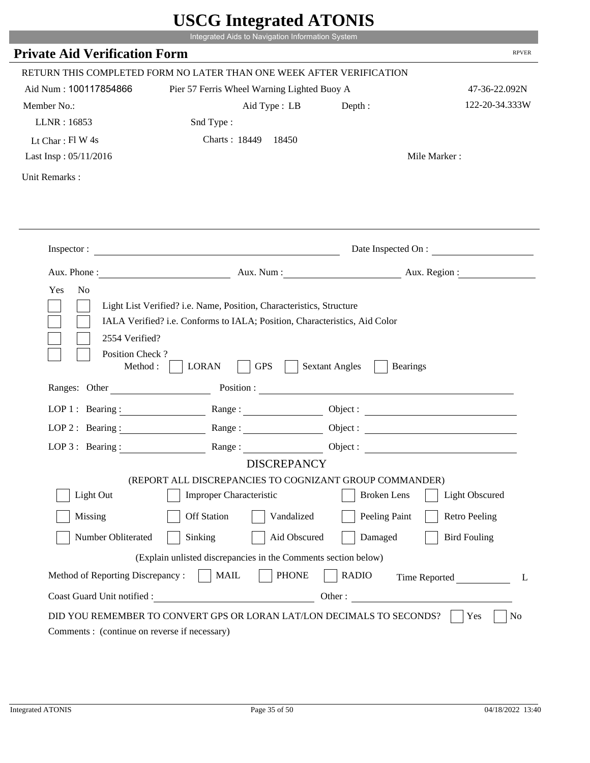# USCG Integrated ATONIS

Integrated Aids to Navigation Information System

## Private Aid Verification Form

RPVER

RETURN THIS COMPLETED FORM NO LATER THAN ONE WEEK AFTER VERIFICATION

Aid Num : 100117854866 Pier 57 Ferris Wheel Warning Lighted Buoy A 47-36-22.092N

Member No.: Aid Type : LB Depth : 122-20-34.333W

LLNR : 16853 Snd Type :

Lt Char : Fl W 4s Charts : 18449 18450

Last Insp : 05/11/2016 Mile Marker :

Unit Remarks :

Inspector : Date Inspected On :

Aux. Phone : Aux. Num : Aux. Region :

Yes No

- Light List Verified? i.e. Name, Position, Characteristics, Structure
- IALA Verified? i.e. Conforms to IALA; Position, Characteristics, Aid Color
- 2554 Verified?
- Position Check ?

Method : LORAN GPS Sextant Angles Bearings

Ranges: Other Position :

LOP 1 : Bearing : Range : Object :

LOP 2 : Bearing : Range : Object :

LOP 3 : Bearing : Range : Object :

DISCREPANCY

(REPORT ALL DISCREPANCIES TO COGNIZANT GROUP COMMANDER)

| | | | | |
|---|---|---|---|---|
| Light Out | Improper Characteristic | | Broken Lens | Light Obscured |
| Missing | Off Station | Vandalized | Peeling Paint | Retro Peeling |
| Number Obliterated | Sinking | Aid Obscured | Damaged | Bird Fouling |

(Explain unlisted discrepancies in the Comments section below)

Method of Reporting Discrepancy : MAIL PHONE RADIO Time Reported L

Coast Guard Unit notified : Other :

DID YOU REMEMBER TO CONVERT GPS OR LORAN LAT/LON DECIMALS TO SECONDS? Yes No

Comments : (continue on reverse if necessary)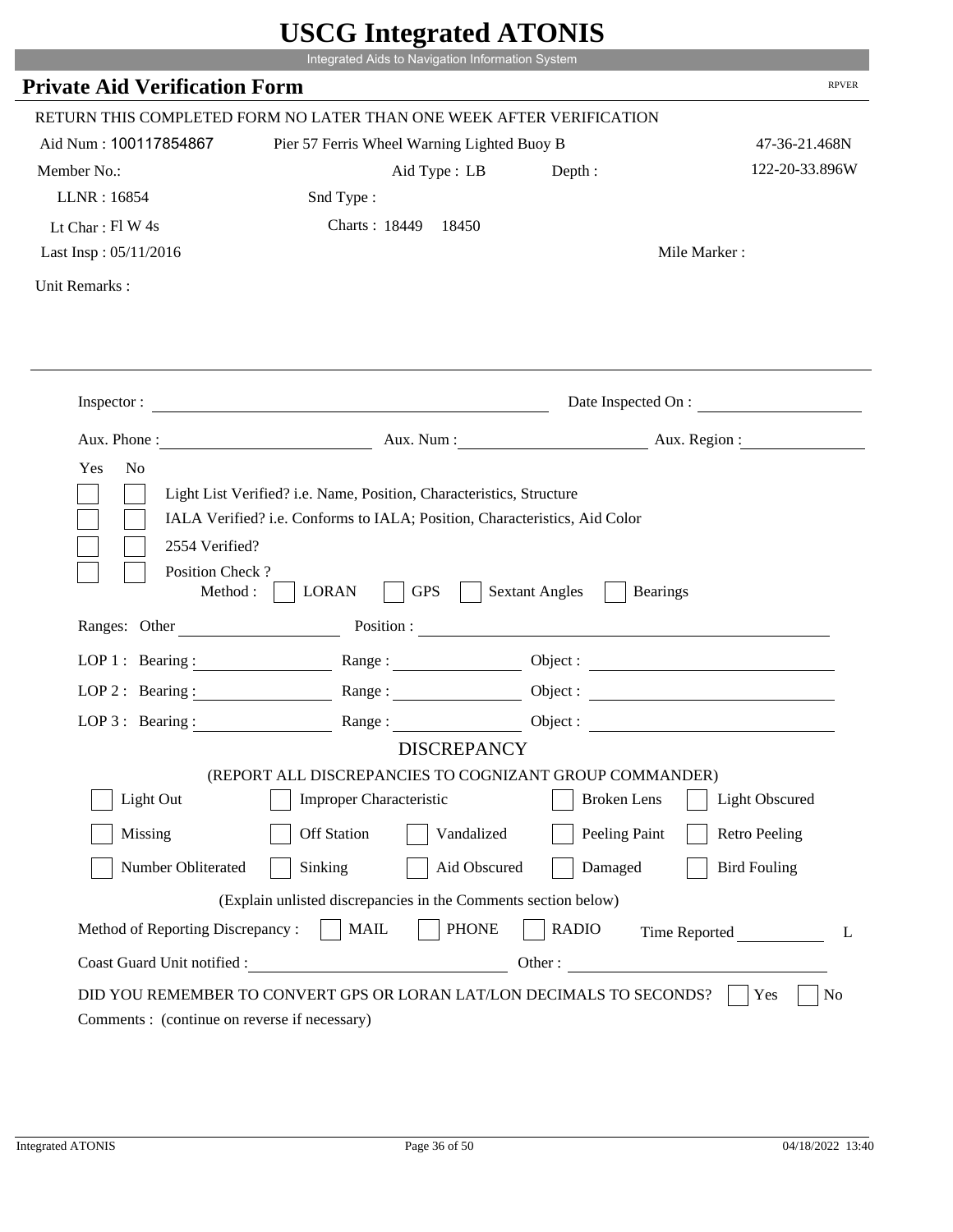# USCG Integrated ATONIS

Integrated Aids to Navigation Information System

## Private Aid Verification Form

RPVER

RETURN THIS COMPLETED FORM NO LATER THAN ONE WEEK AFTER VERIFICATION

Aid Num : 100117854867 Pier 57 Ferris Wheel Warning Lighted Buoy B 47-36-21.468N

Member No.: Aid Type : LB Depth : 122-20-33.896W

LLNR : 16854 Snd Type :

Lt Char : Fl W 4s Charts : 18449 18450

Last Insp : 05/11/2016 Mile Marker :

Unit Remarks :

Inspector : Date Inspected On :

Aux. Phone : Aux. Num : Aux. Region :

Yes No

- Light List Verified? i.e. Name, Position, Characteristics, Structure
- IALA Verified? i.e. Conforms to IALA; Position, Characteristics, Aid Color
- 2554 Verified?
- Position Check ?

Method : LORAN GPS Sextant Angles Bearings

Ranges: Other Position :

LOP 1 : Bearing : Range : Object :

LOP 2 : Bearing : Range : Object :

LOP 3 : Bearing : Range : Object :

### DISCREPANCY

(REPORT ALL DISCREPANCIES TO COGNIZANT GROUP COMMANDER)

| | | | | |
|---|---|---|---|---|
| Light Out | Improper Characteristic | | Broken Lens | Light Obscured |
| Missing | Off Station | Vandalized | Peeling Paint | Retro Peeling |
| Number Obliterated | Sinking | Aid Obscured | Damaged | Bird Fouling |

(Explain unlisted discrepancies in the Comments section below)

Method of Reporting Discrepancy : MAIL PHONE RADIO Time Reported L

Coast Guard Unit notified : Other :

DID YOU REMEMBER TO CONVERT GPS OR LORAN LAT/LON DECIMALS TO SECONDS? Yes No

Comments : (continue on reverse if necessary)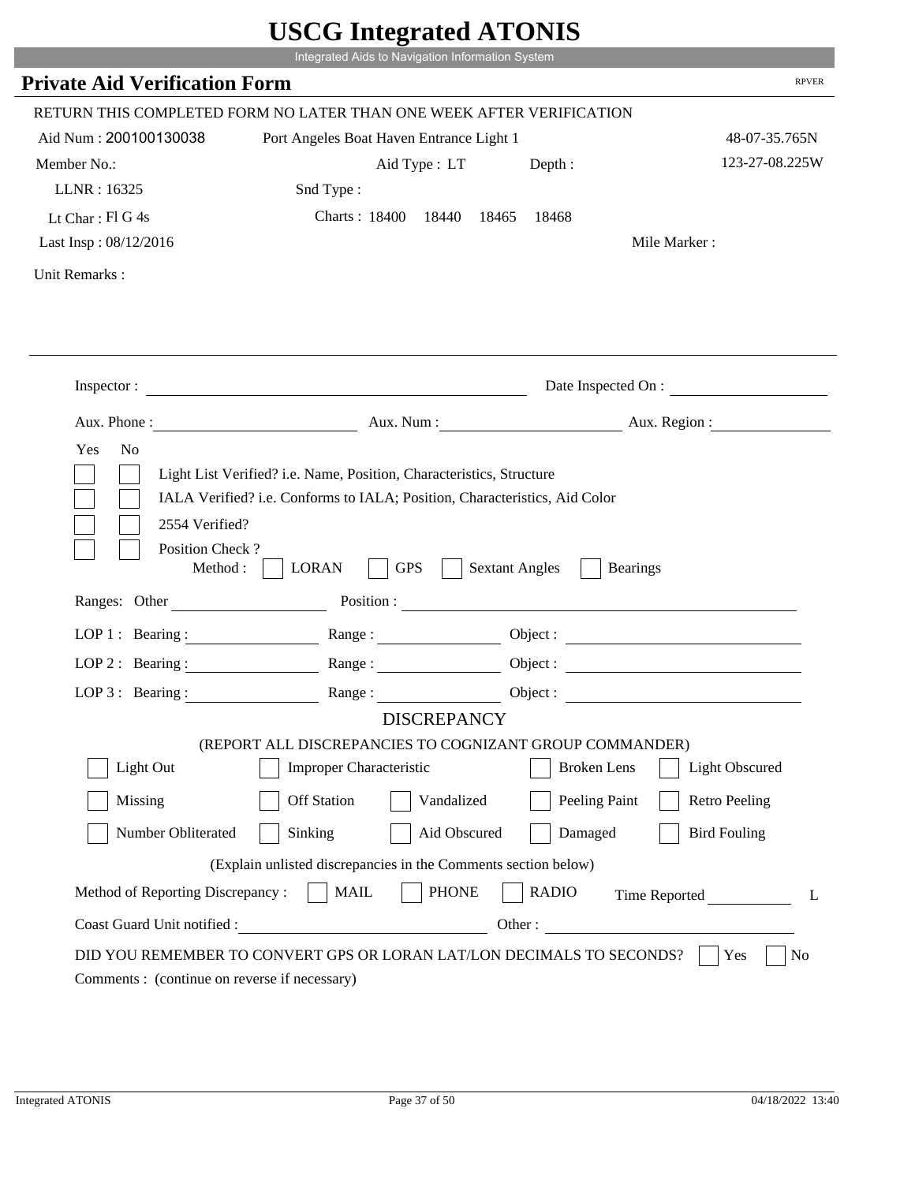# USCG Integrated ATONIS

Integrated Aids to Navigation Information System

## Private Aid Verification Form

RPVER

RETURN THIS COMPLETED FORM NO LATER THAN ONE WEEK AFTER VERIFICATION

Aid Num : 200100130038 &nbsp;&nbsp; Port Angeles Boat Haven Entrance Light 1 &nbsp;&nbsp; 48-07-35.765N

Member No.: &nbsp;&nbsp; Aid Type : LT &nbsp;&nbsp; Depth : &nbsp;&nbsp; 123-27-08.225W

LLNR : 16325 &nbsp;&nbsp; Snd Type :

Lt Char : Fl G 4s &nbsp;&nbsp; Charts : 18400 18440 18465 18468

Last Insp : 08/12/2016 &nbsp;&nbsp; Mile Marker :

Unit Remarks :

---

Inspector : ______________________ Date Inspected On : ______________

Aux. Phone : ______________ Aux. Num : ______________ Aux. Region : ______________

Yes No

- [ ] [ ] Light List Verified? i.e. Name, Position, Characteristics, Structure
- [ ] [ ] IALA Verified? i.e. Conforms to IALA; Position, Characteristics, Aid Color
- [ ] [ ] 2554 Verified?
- [ ] [ ] Position Check ?

Method : [ ] LORAN [ ] GPS [ ] Sextant Angles [ ] Bearings

Ranges: Other ______________ Position : ______________________

LOP 1 : Bearing : ______________ Range : ______________ Object : ______________

LOP 2 : Bearing : ______________ Range : ______________ Object : ______________

LOP 3 : Bearing : ______________ Range : ______________ Object : ______________

### DISCREPANCY

(REPORT ALL DISCREPANCIES TO COGNIZANT GROUP COMMANDER)

- [ ] Light Out
- [ ] Improper Characteristic
- [ ] Broken Lens
- [ ] Light Obscured
- [ ] Missing
- [ ] Off Station
- [ ] Vandalized
- [ ] Peeling Paint
- [ ] Retro Peeling
- [ ] Number Obliterated
- [ ] Sinking
- [ ] Aid Obscured
- [ ] Damaged
- [ ] Bird Fouling

(Explain unlisted discrepancies in the Comments section below)

Method of Reporting Discrepancy : [ ] MAIL [ ] PHONE [ ] RADIO &nbsp;&nbsp; Time Reported ______________ L

Coast Guard Unit notified : ______________________ Other : ______________________

DID YOU REMEMBER TO CONVERT GPS OR LORAN LAT/LON DECIMALS TO SECONDS? [ ] Yes [ ] No

Comments : (continue on reverse if necessary)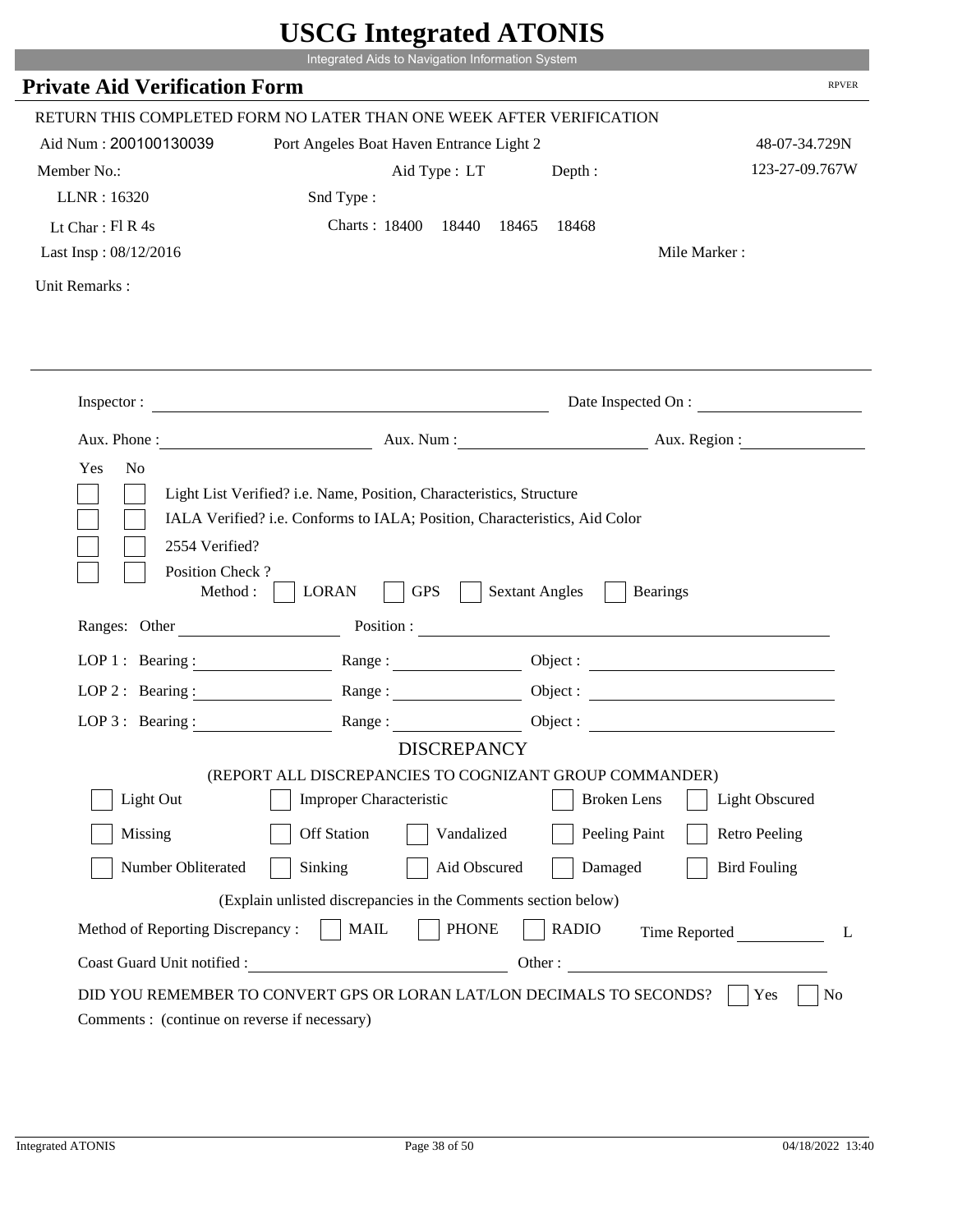# USCG Integrated ATONIS

Integrated Aids to Navigation Information System

## Private Aid Verification Form

RPVER

RETURN THIS COMPLETED FORM NO LATER THAN ONE WEEK AFTER VERIFICATION

Aid Num : 200100130039    Port Angeles Boat Haven Entrance Light 2    48-07-34.729N

Member No.:    Aid Type : LT    Depth :    123-27-09.767W

LLNR : 16320    Snd Type :

Lt Char : Fl R 4s    Charts : 18400 18440 18465 18468

Last Insp : 08/12/2016    Mile Marker :

Unit Remarks :

Inspector : ______________________    Date Inspected On : ______________

Aux. Phone : ______________    Aux. Num : ______________    Aux. Region : ______________

Yes  No

- [ ] [ ] Light List Verified? i.e. Name, Position, Characteristics, Structure
- [ ] [ ] IALA Verified? i.e. Conforms to IALA; Position, Characteristics, Aid Color
- [ ] [ ] 2554 Verified?
- [ ] [ ] Position Check ?

Method : [ ] LORAN [ ] GPS [ ] Sextant Angles [ ] Bearings

Ranges: Other ______________    Position : ______________________

LOP 1 : Bearing : ______________    Range : ______________    Object : ______________

LOP 2 : Bearing : ______________    Range : ______________    Object : ______________

LOP 3 : Bearing : ______________    Range : ______________    Object : ______________

### DISCREPANCY

(REPORT ALL DISCREPANCIES TO COGNIZANT GROUP COMMANDER)

- [ ] Light Out  - [ ] Improper Characteristic  - [ ] Broken Lens  - [ ] Light Obscured
- [ ] Missing  - [ ] Off Station  - [ ] Vandalized  - [ ] Peeling Paint  - [ ] Retro Peeling
- [ ] Number Obliterated  - [ ] Sinking  - [ ] Aid Obscured  - [ ] Damaged  - [ ] Bird Fouling

(Explain unlisted discrepancies in the Comments section below)

Method of Reporting Discrepancy : [ ] MAIL [ ] PHONE [ ] RADIO    Time Reported ______________ L

Coast Guard Unit notified : ______________________    Other : ______________________

DID YOU REMEMBER TO CONVERT GPS OR LORAN LAT/LON DECIMALS TO SECONDS? [ ] Yes [ ] No

Comments : (continue on reverse if necessary)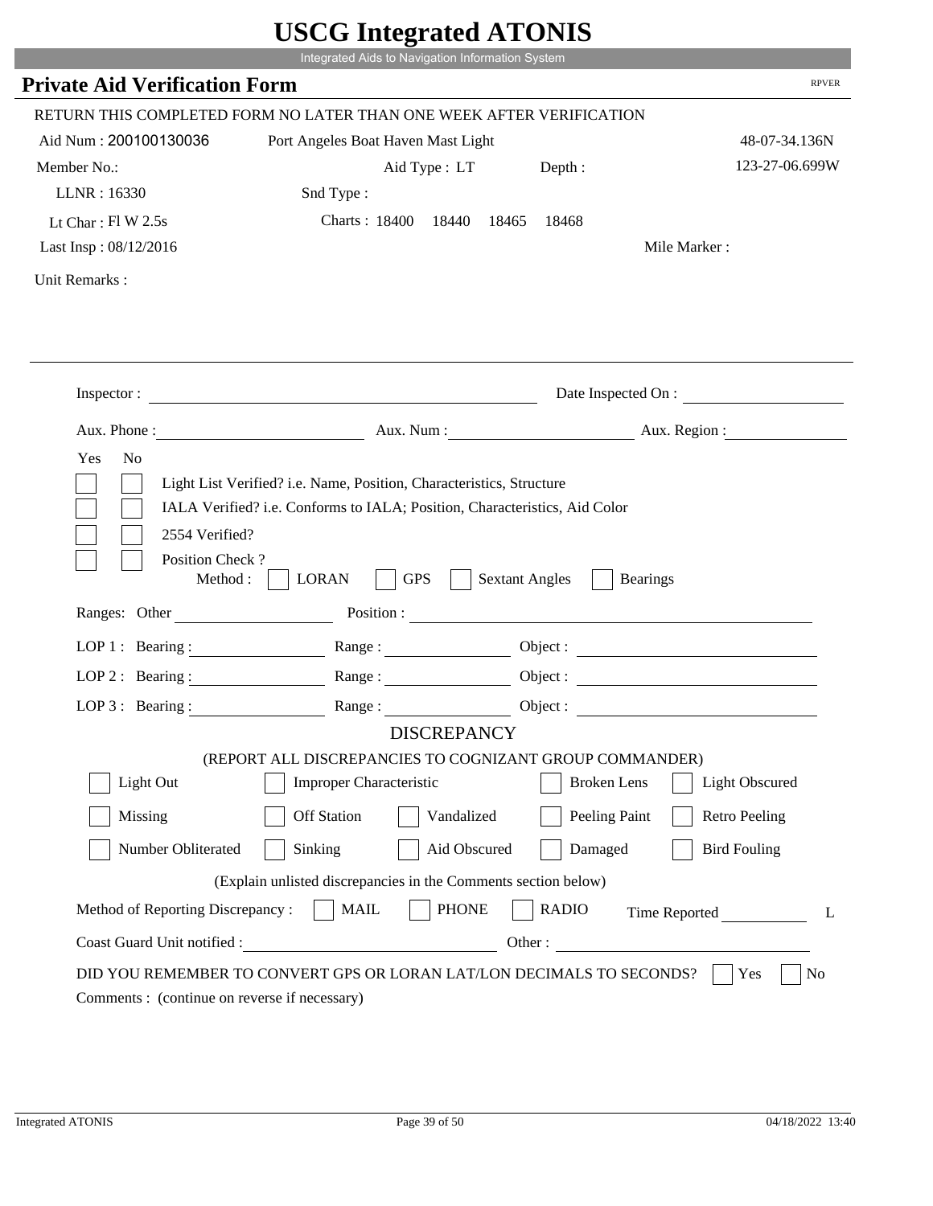# USCG Integrated ATONIS

Integrated Aids to Navigation Information System

## Private Aid Verification Form

RPVER

RETURN THIS COMPLETED FORM NO LATER THAN ONE WEEK AFTER VERIFICATION

Aid Num : 200100130036 Port Angeles Boat Haven Mast Light 48-07-34.136N

Member No.: Aid Type : LT Depth : 123-27-06.699W

LLNR : 16330 Snd Type :

Lt Char : Fl W 2.5s Charts : 18400 18440 18465 18468

Last Insp : 08/12/2016 Mile Marker :

Unit Remarks :

Inspector : Date Inspected On :

Aux. Phone : Aux. Num : Aux. Region :

Yes No

- Light List Verified? i.e. Name, Position, Characteristics, Structure
- IALA Verified? i.e. Conforms to IALA; Position, Characteristics, Aid Color
- 2554 Verified?
- Position Check ?

Method : LORAN GPS Sextant Angles Bearings

Ranges: Other Position :

LOP 1 : Bearing : Range : Object :

LOP 2 : Bearing : Range : Object :

LOP 3 : Bearing : Range : Object :

### DISCREPANCY

(REPORT ALL DISCREPANCIES TO COGNIZANT GROUP COMMANDER)

| | | | | |
|---|---|---|---|---|
| Light Out | Improper Characteristic | | Broken Lens | Light Obscured |
| Missing | Off Station | Vandalized | Peeling Paint | Retro Peeling |
| Number Obliterated | Sinking | Aid Obscured | Damaged | Bird Fouling |

(Explain unlisted discrepancies in the Comments section below)

Method of Reporting Discrepancy : MAIL PHONE RADIO Time Reported L

Coast Guard Unit notified : Other :

DID YOU REMEMBER TO CONVERT GPS OR LORAN LAT/LON DECIMALS TO SECONDS? Yes No

Comments : (continue on reverse if necessary)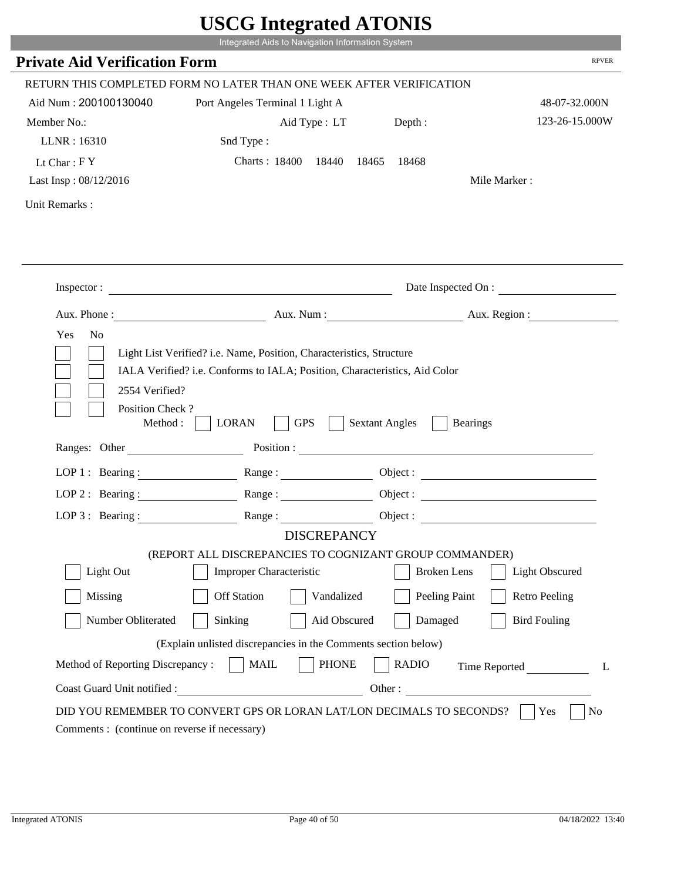# USCG Integrated ATONIS

Integrated Aids to Navigation Information System

## Private Aid Verification Form

RPVER

RETURN THIS COMPLETED FORM NO LATER THAN ONE WEEK AFTER VERIFICATION

Aid Num : 200100130040    Port Angeles Terminal 1 Light A    48-07-32.000N

Member No.:    Aid Type : LT    Depth :    123-26-15.000W

LLNR : 16310    Snd Type :

Lt Char : F Y    Charts : 18400 18440 18465 18468

Last Insp : 08/12/2016    Mile Marker :

Unit Remarks :

Inspector : ____________________    Date Inspected On : ____________

Aux. Phone : ____________    Aux. Num : ____________    Aux. Region : ____________

Yes No

- [ ] [ ] Light List Verified? i.e. Name, Position, Characteristics, Structure
- [ ] [ ] IALA Verified? i.e. Conforms to IALA; Position, Characteristics, Aid Color
- [ ] [ ] 2554 Verified?
- [ ] [ ] Position Check ?

Method : [ ] LORAN [ ] GPS [ ] Sextant Angles [ ] Bearings

Ranges: Other ____________    Position : ____________

LOP 1 : Bearing : ____________    Range : ____________    Object : ____________

LOP 2 : Bearing : ____________    Range : ____________    Object : ____________

LOP 3 : Bearing : ____________    Range : ____________    Object : ____________

### DISCREPANCY

(REPORT ALL DISCREPANCIES TO COGNIZANT GROUP COMMANDER)

- [ ] Light Out
- [ ] Improper Characteristic
- [ ] Broken Lens
- [ ] Light Obscured
- [ ] Missing
- [ ] Off Station
- [ ] Vandalized
- [ ] Peeling Paint
- [ ] Retro Peeling
- [ ] Number Obliterated
- [ ] Sinking
- [ ] Aid Obscured
- [ ] Damaged
- [ ] Bird Fouling

(Explain unlisted discrepancies in the Comments section below)

Method of Reporting Discrepancy : [ ] MAIL [ ] PHONE [ ] RADIO    Time Reported ____________ L

Coast Guard Unit notified : ____________    Other : ____________

DID YOU REMEMBER TO CONVERT GPS OR LORAN LAT/LON DECIMALS TO SECONDS? [ ] Yes [ ] No

Comments : (continue on reverse if necessary)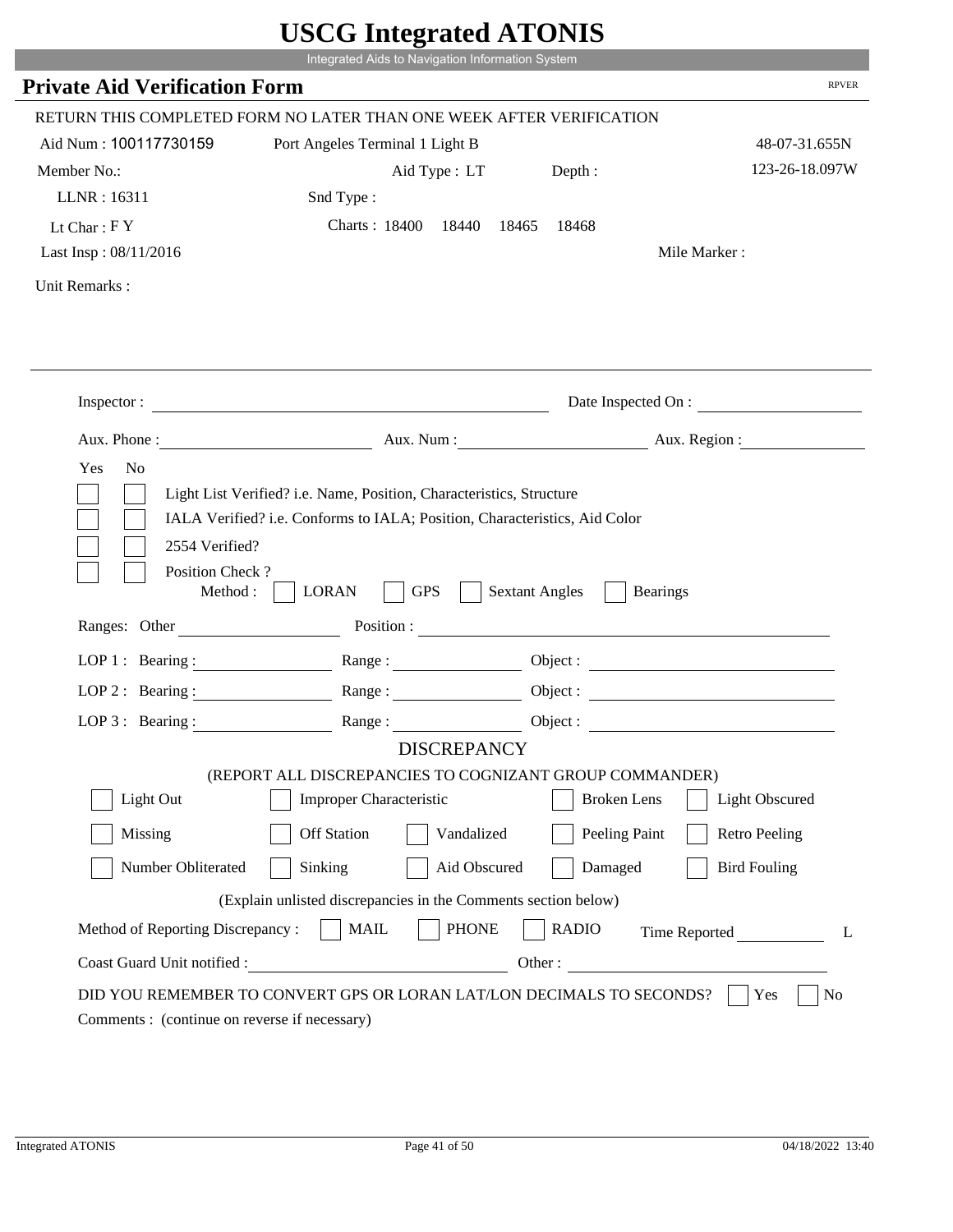# USCG Integrated ATONIS

Integrated Aids to Navigation Information System

## Private Aid Verification Form

RPVER

RETURN THIS COMPLETED FORM NO LATER THAN ONE WEEK AFTER VERIFICATION

Aid Num : 100117730159 Port Angeles Terminal 1 Light B 48-07-31.655N

Member No.: Aid Type : LT Depth : 123-26-18.097W

LLNR : 16311 Snd Type :

Lt Char : F Y Charts : 18400 18440 18465 18468

Last Insp : 08/11/2016 Mile Marker :

Unit Remarks :

Inspector : Date Inspected On :

Aux. Phone : Aux. Num : Aux. Region :

Yes No

- Light List Verified? i.e. Name, Position, Characteristics, Structure
- IALA Verified? i.e. Conforms to IALA; Position, Characteristics, Aid Color
- 2554 Verified?
- Position Check ?

Method : LORAN GPS Sextant Angles Bearings

Ranges: Other Position :

LOP 1 : Bearing : Range : Object :

LOP 2 : Bearing : Range : Object :

LOP 3 : Bearing : Range : Object :

### DISCREPANCY

(REPORT ALL DISCREPANCIES TO COGNIZANT GROUP COMMANDER)

| | | | | |
|---|---|---|---|---|
| Light Out | Improper Characteristic | | Broken Lens | Light Obscured |
| Missing | Off Station | Vandalized | Peeling Paint | Retro Peeling |
| Number Obliterated | Sinking | Aid Obscured | Damaged | Bird Fouling |

(Explain unlisted discrepancies in the Comments section below)

Method of Reporting Discrepancy : MAIL PHONE RADIO Time Reported L

Coast Guard Unit notified : Other :

DID YOU REMEMBER TO CONVERT GPS OR LORAN LAT/LON DECIMALS TO SECONDS? Yes No

Comments : (continue on reverse if necessary)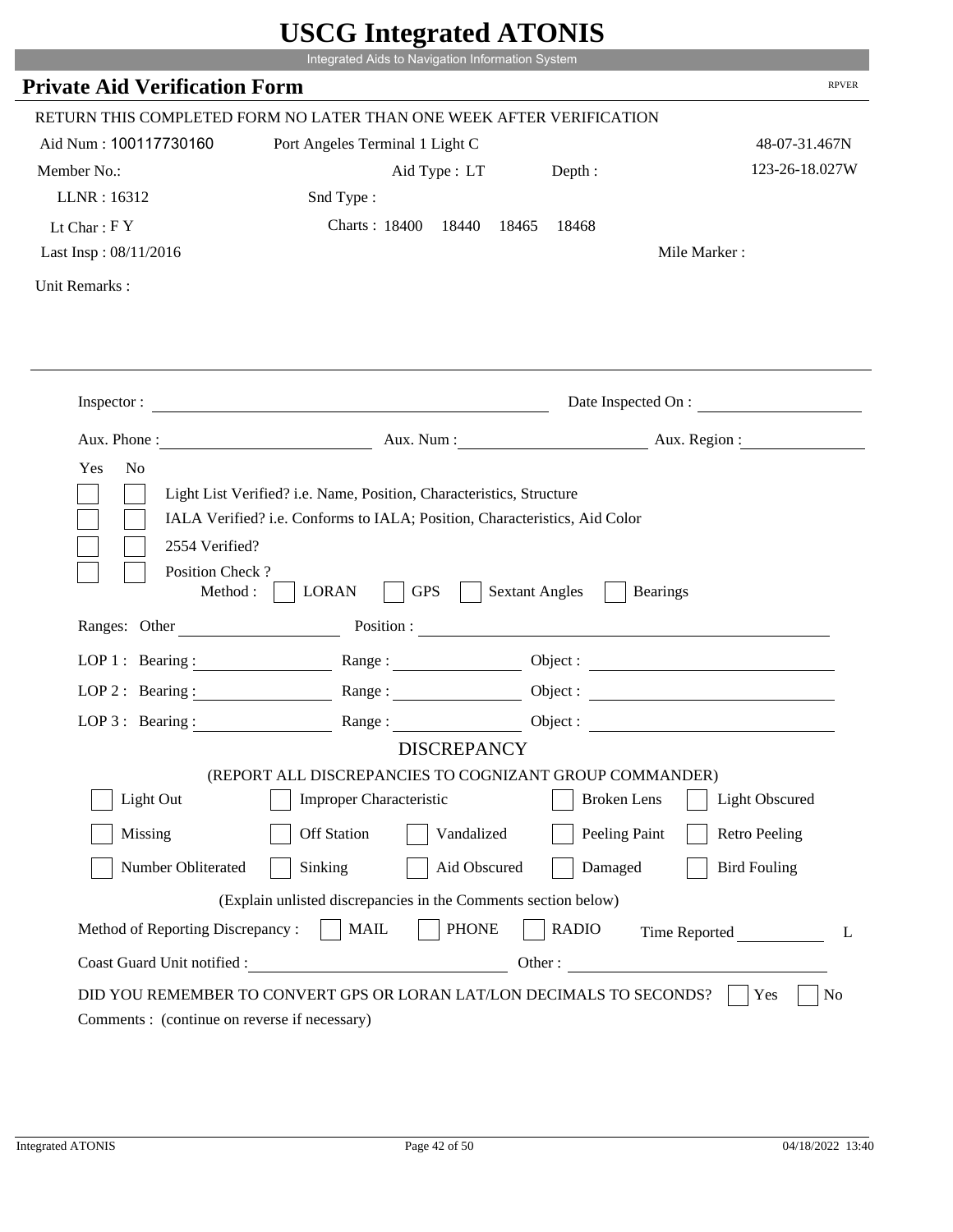# USCG Integrated ATONIS

Integrated Aids to Navigation Information System

## Private Aid Verification Form

RPVER

RETURN THIS COMPLETED FORM NO LATER THAN ONE WEEK AFTER VERIFICATION

Aid Num : 100117730160 &nbsp;&nbsp; Port Angeles Terminal 1 Light C &nbsp;&nbsp; 48-07-31.467N

Member No.: &nbsp;&nbsp; Aid Type : LT &nbsp;&nbsp; Depth : &nbsp;&nbsp; 123-26-18.027W

LLNR : 16312 &nbsp;&nbsp; Snd Type :

Lt Char : F Y &nbsp;&nbsp; Charts : 18400 18440 18465 18468

Last Insp : 08/11/2016 &nbsp;&nbsp; Mile Marker :

Unit Remarks :

---

Inspector : ______________________ Date Inspected On : ______________

Aux. Phone : ______________ Aux. Num : ______________ Aux. Region : ______________

Yes No

- [ ] [ ] Light List Verified? i.e. Name, Position, Characteristics, Structure
- [ ] [ ] IALA Verified? i.e. Conforms to IALA; Position, Characteristics, Aid Color
- [ ] [ ] 2554 Verified?
- [ ] [ ] Position Check ?

Method : [ ] LORAN [ ] GPS [ ] Sextant Angles [ ] Bearings

Ranges: Other ______________ Position : ______________________

LOP 1 : Bearing : ______________ Range : ______________ Object : ______________

LOP 2 : Bearing : ______________ Range : ______________ Object : ______________

LOP 3 : Bearing : ______________ Range : ______________ Object : ______________

### DISCREPANCY

(REPORT ALL DISCREPANCIES TO COGNIZANT GROUP COMMANDER)

- [ ] Light Out
- [ ] Improper Characteristic
- [ ] Broken Lens
- [ ] Light Obscured
- [ ] Missing
- [ ] Off Station
- [ ] Vandalized
- [ ] Peeling Paint
- [ ] Retro Peeling
- [ ] Number Obliterated
- [ ] Sinking
- [ ] Aid Obscured
- [ ] Damaged
- [ ] Bird Fouling

(Explain unlisted discrepancies in the Comments section below)

Method of Reporting Discrepancy : [ ] MAIL [ ] PHONE [ ] RADIO &nbsp;&nbsp; Time Reported ______ L

Coast Guard Unit notified : ______________________ Other : ______________________

DID YOU REMEMBER TO CONVERT GPS OR LORAN LAT/LON DECIMALS TO SECONDS? [ ] Yes [ ] No

Comments : (continue on reverse if necessary)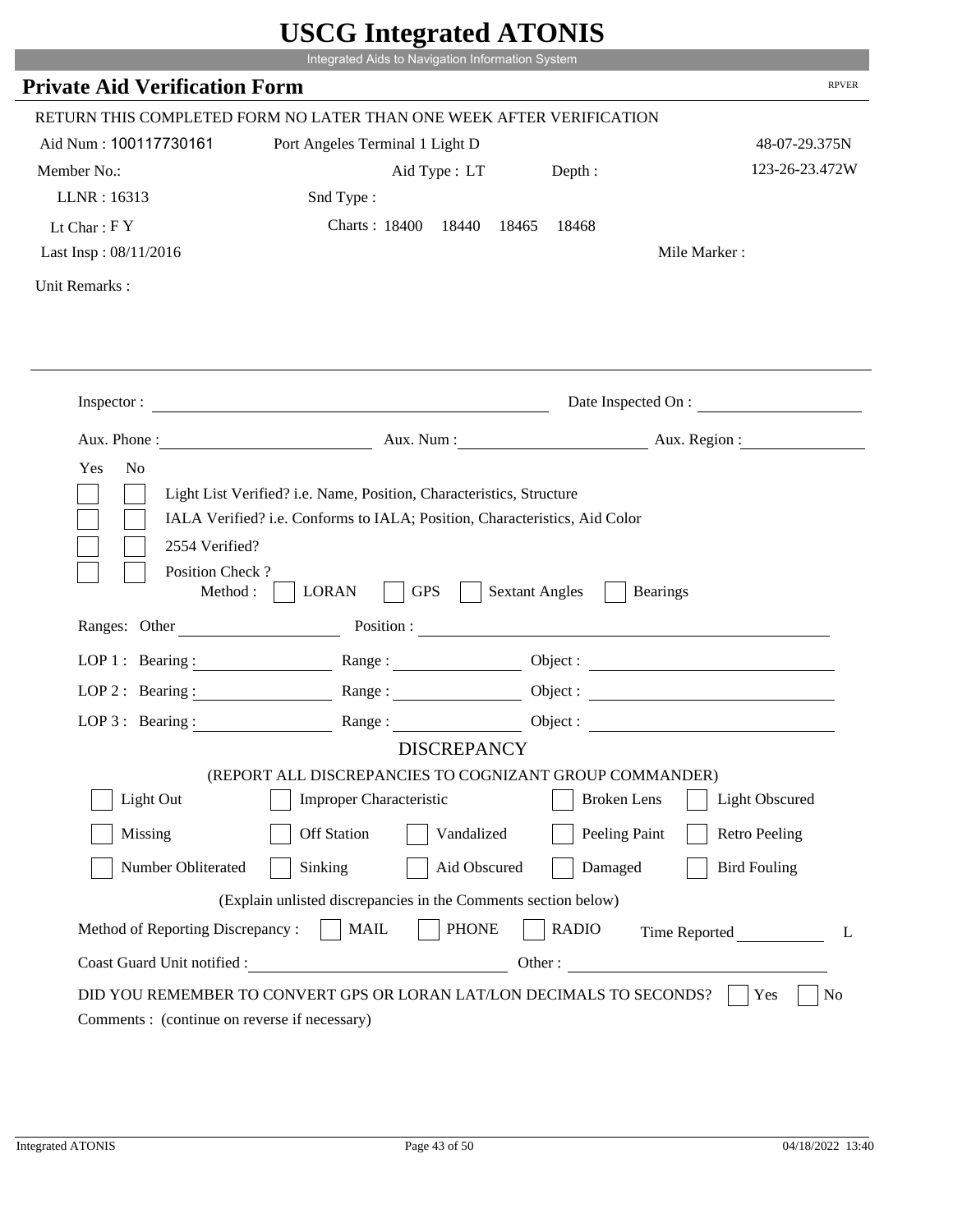# USCG Integrated ATONIS

Integrated Aids to Navigation Information System

## Private Aid Verification Form

RPVER

RETURN THIS COMPLETED FORM NO LATER THAN ONE WEEK AFTER VERIFICATION

Aid Num : 100117730161　　Port Angeles Terminal 1 Light D　　48-07-29.375N

Member No.:　　Aid Type : LT　　Depth :　　123-26-23.472W

LLNR : 16313　　Snd Type :

Lt Char : F Y　　Charts : 18400　18440　18465　18468

Last Insp : 08/11/2016　　Mile Marker :

Unit Remarks :

---

Inspector : ____________________　　Date Inspected On : ____________

Aux. Phone : ____________　　Aux. Num : ____________　　Aux. Region : ____________

| Yes | No | |
|---|---|---|
| [ ] | [ ] | Light List Verified? i.e. Name, Position, Characteristics, Structure |
| [ ] | [ ] | IALA Verified? i.e. Conforms to IALA; Position, Characteristics, Aid Color |
| [ ] | [ ] | 2554 Verified? |
| [ ] | [ ] | Position Check ? |

Method : [ ] LORAN　[ ] GPS　[ ] Sextant Angles　[ ] Bearings

Ranges: Other ____________　　Position : ____________

LOP 1 : Bearing : ____________　Range : ____________　Object : ____________

LOP 2 : Bearing : ____________　Range : ____________　Object : ____________

LOP 3 : Bearing : ____________　Range : ____________　Object : ____________

### DISCREPANCY

(REPORT ALL DISCREPANCIES TO COGNIZANT GROUP COMMANDER)

| | | | | |
|---|---|---|---|---|
| [ ] Light Out | [ ] Improper Characteristic | | [ ] Broken Lens | [ ] Light Obscured |
| [ ] Missing | [ ] Off Station | [ ] Vandalized | [ ] Peeling Paint | [ ] Retro Peeling |
| [ ] Number Obliterated | [ ] Sinking | [ ] Aid Obscured | [ ] Damaged | [ ] Bird Fouling |

(Explain unlisted discrepancies in the Comments section below)

Method of Reporting Discrepancy : [ ] MAIL　[ ] PHONE　[ ] RADIO　　Time Reported ________ L

Coast Guard Unit notified : ____________　　Other : ____________

DID YOU REMEMBER TO CONVERT GPS OR LORAN LAT/LON DECIMALS TO SECONDS? [ ] Yes [ ] No

Comments : (continue on reverse if necessary)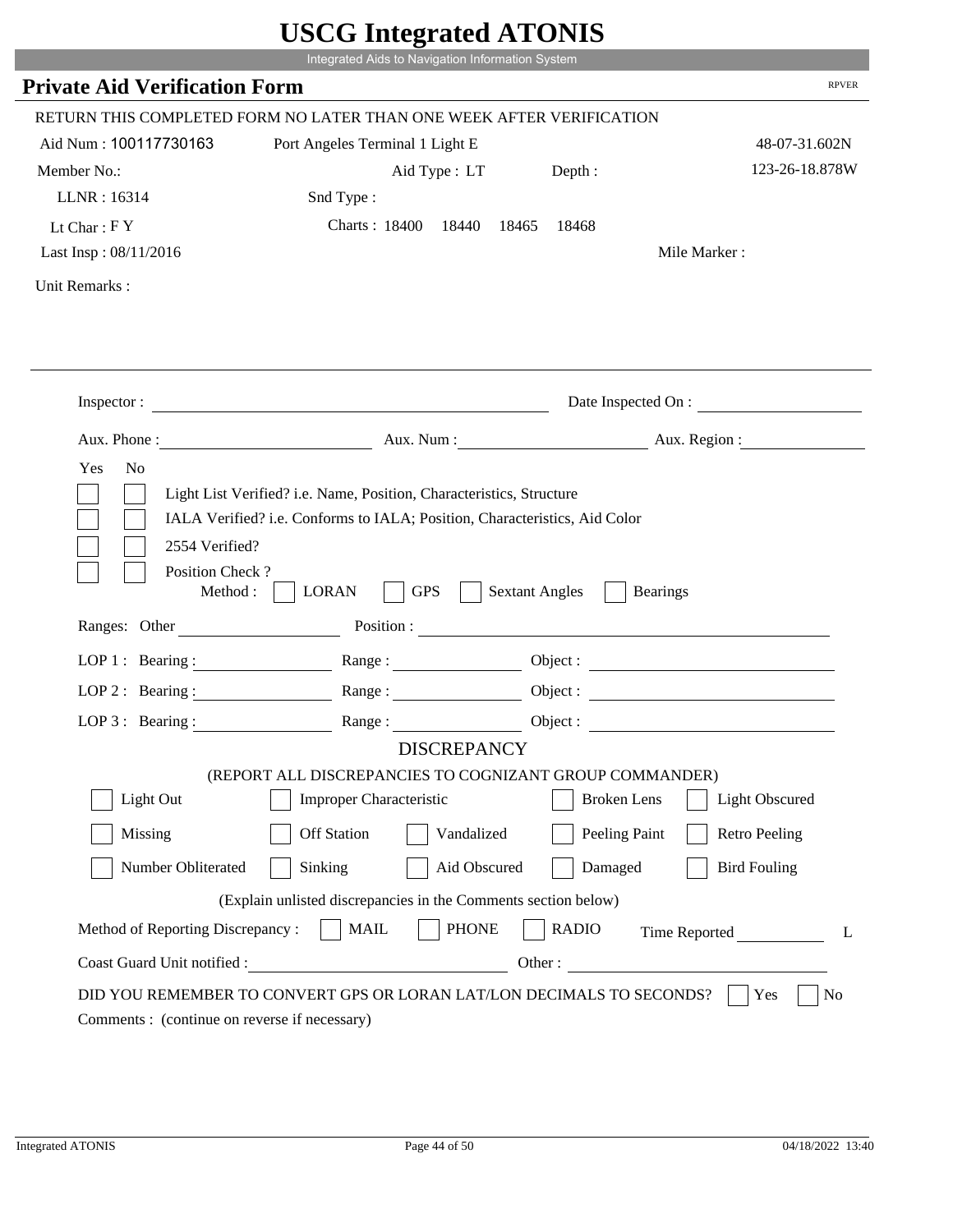# USCG Integrated ATONIS

Integrated Aids to Navigation Information System

## Private Aid Verification Form

RPVER

RETURN THIS COMPLETED FORM NO LATER THAN ONE WEEK AFTER VERIFICATION

Aid Num : 100117730163 Port Angeles Terminal 1 Light E 48-07-31.602N

Member No.: Aid Type : LT Depth : 123-26-18.878W

LLNR : 16314 Snd Type :

Lt Char : F Y Charts : 18400 18440 18465 18468

Last Insp : 08/11/2016 Mile Marker :

Unit Remarks :

Inspector : Date Inspected On :

Aux. Phone : Aux. Num : Aux. Region :

Yes No

- Light List Verified? i.e. Name, Position, Characteristics, Structure
- IALA Verified? i.e. Conforms to IALA; Position, Characteristics, Aid Color
- 2554 Verified?
- Position Check ?
  Method : LORAN GPS Sextant Angles Bearings

Ranges: Other Position :

LOP 1 : Bearing : Range : Object :

LOP 2 : Bearing : Range : Object :

LOP 3 : Bearing : Range : Object :

### DISCREPANCY

(REPORT ALL DISCREPANCIES TO COGNIZANT GROUP COMMANDER)

| | | | | |
|---|---|---|---|---|
| Light Out | Improper Characteristic | | Broken Lens | Light Obscured |
| Missing | Off Station | Vandalized | Peeling Paint | Retro Peeling |
| Number Obliterated | Sinking | Aid Obscured | Damaged | Bird Fouling |

(Explain unlisted discrepancies in the Comments section below)

Method of Reporting Discrepancy : MAIL PHONE RADIO Time Reported L

Coast Guard Unit notified : Other :

DID YOU REMEMBER TO CONVERT GPS OR LORAN LAT/LON DECIMALS TO SECONDS? Yes No

Comments : (continue on reverse if necessary)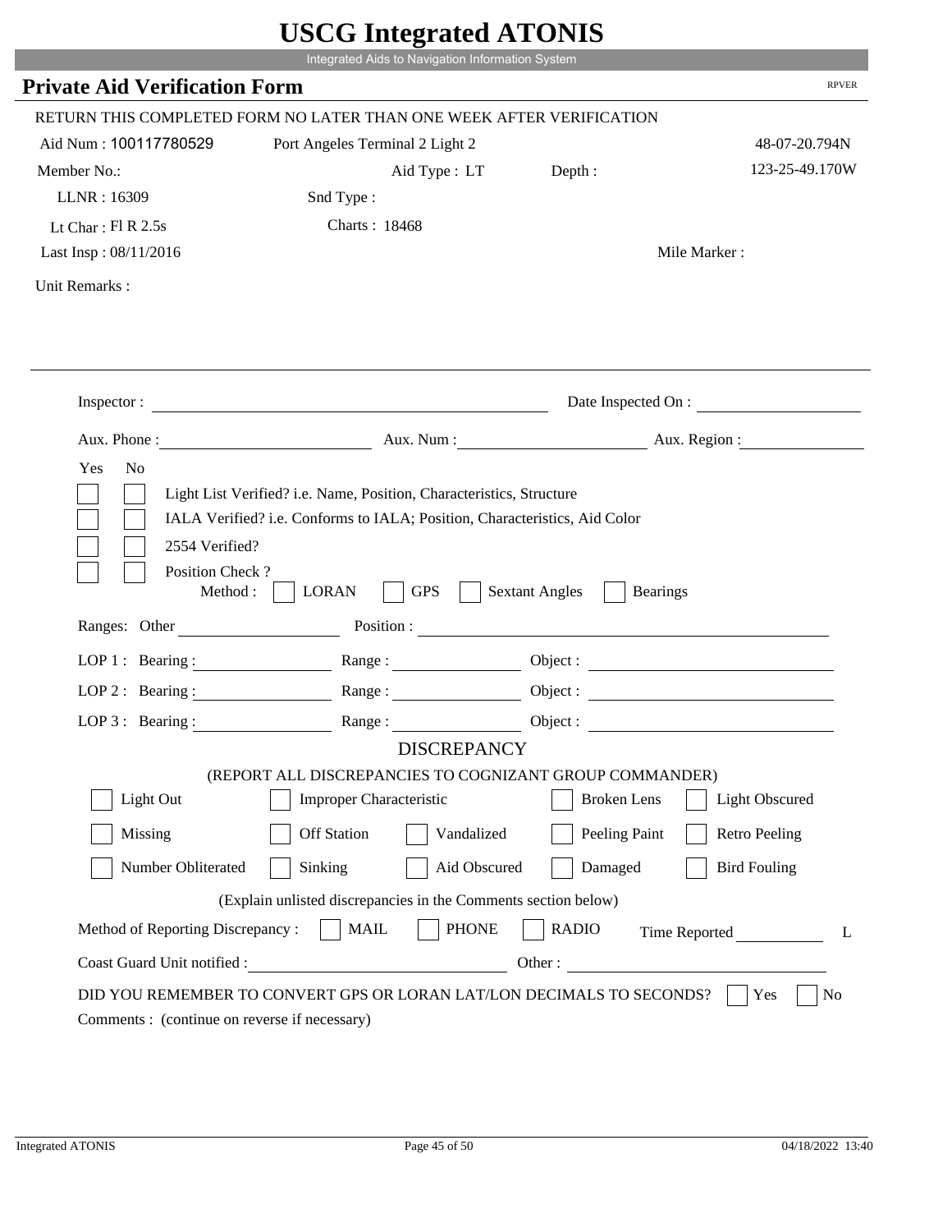# USCG Integrated ATONIS

Integrated Aids to Navigation Information System

## Private Aid Verification Form

RPVER

RETURN THIS COMPLETED FORM NO LATER THAN ONE WEEK AFTER VERIFICATION

Aid Num : 100117780529 &nbsp;&nbsp; Port Angeles Terminal 2 Light 2 &nbsp;&nbsp; 48-07-20.794N

Member No.: &nbsp;&nbsp; Aid Type : LT &nbsp;&nbsp; Depth : &nbsp;&nbsp; 123-25-49.170W

LLNR : 16309 &nbsp;&nbsp; Snd Type :

Lt Char : Fl R 2.5s &nbsp;&nbsp; Charts : 18468

Last Insp : 08/11/2016 &nbsp;&nbsp; Mile Marker :

Unit Remarks :

---

Inspector : ______________________ Date Inspected On : ______________

Aux. Phone : ______________ Aux. Num : ______________ Aux. Region : ______________

Yes No

- [ ] [ ] Light List Verified? i.e. Name, Position, Characteristics, Structure
- [ ] [ ] IALA Verified? i.e. Conforms to IALA; Position, Characteristics, Aid Color
- [ ] [ ] 2554 Verified?
- [ ] [ ] Position Check ?

Method : [ ] LORAN [ ] GPS [ ] Sextant Angles [ ] Bearings

Ranges: Other ______________ Position : ______________________

LOP 1 : Bearing : ______________ Range : ______________ Object : ______________

LOP 2 : Bearing : ______________ Range : ______________ Object : ______________

LOP 3 : Bearing : ______________ Range : ______________ Object : ______________

### DISCREPANCY

(REPORT ALL DISCREPANCIES TO COGNIZANT GROUP COMMANDER)

- [ ] Light Out
- [ ] Improper Characteristic
- [ ] Broken Lens
- [ ] Light Obscured
- [ ] Missing
- [ ] Off Station
- [ ] Vandalized
- [ ] Peeling Paint
- [ ] Retro Peeling
- [ ] Number Obliterated
- [ ] Sinking
- [ ] Aid Obscured
- [ ] Damaged
- [ ] Bird Fouling

(Explain unlisted discrepancies in the Comments section below)

Method of Reporting Discrepancy : [ ] MAIL [ ] PHONE [ ] RADIO Time Reported ______ L

Coast Guard Unit notified : ______________________ Other : ______________________

DID YOU REMEMBER TO CONVERT GPS OR LORAN LAT/LON DECIMALS TO SECONDS? [ ] Yes [ ] No

Comments : (continue on reverse if necessary)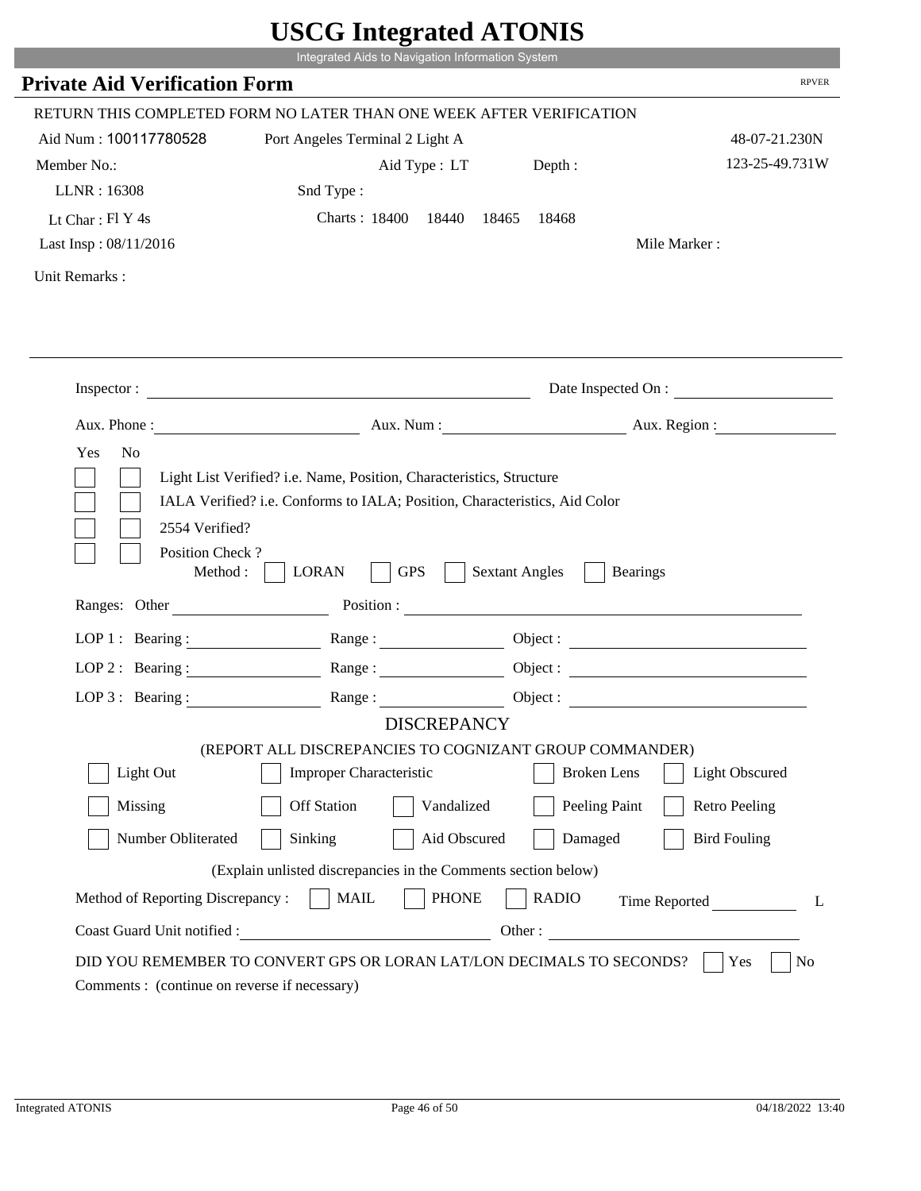# USCG Integrated ATONIS

Integrated Aids to Navigation Information System

## Private Aid Verification Form

RPVER

RETURN THIS COMPLETED FORM NO LATER THAN ONE WEEK AFTER VERIFICATION

Aid Num : 100117780528 | Port Angeles Terminal 2 Light A | 48-07-21.230N

Member No.: | Aid Type : LT | Depth : | 123-25-49.731W

LLNR : 16308 | Snd Type :

Lt Char : Fl Y 4s | Charts : 18400 18440 18465 18468

Last Insp : 08/11/2016 | Mile Marker :

Unit Remarks :

Inspector : ______ Date Inspected On : ______

Aux. Phone : ______ Aux. Num : ______ Aux. Region : ______

Yes No

- [ ] [ ] Light List Verified? i.e. Name, Position, Characteristics, Structure
- [ ] [ ] IALA Verified? i.e. Conforms to IALA; Position, Characteristics, Aid Color
- [ ] [ ] 2554 Verified?
- [ ] [ ] Position Check ?

Method : [ ] LORAN [ ] GPS [ ] Sextant Angles [ ] Bearings

Ranges: Other ______ Position : ______

LOP 1 : Bearing : ______ Range : ______ Object : ______

LOP 2 : Bearing : ______ Range : ______ Object : ______

LOP 3 : Bearing : ______ Range : ______ Object : ______

### DISCREPANCY

(REPORT ALL DISCREPANCIES TO COGNIZANT GROUP COMMANDER)

- [ ] Light Out
- [ ] Improper Characteristic
- [ ] Broken Lens
- [ ] Light Obscured
- [ ] Missing
- [ ] Off Station
- [ ] Vandalized
- [ ] Peeling Paint
- [ ] Retro Peeling
- [ ] Number Obliterated
- [ ] Sinking
- [ ] Aid Obscured
- [ ] Damaged
- [ ] Bird Fouling

(Explain unlisted discrepancies in the Comments section below)

Method of Reporting Discrepancy : [ ] MAIL [ ] PHONE [ ] RADIO Time Reported ______ L

Coast Guard Unit notified : ______ Other : ______

DID YOU REMEMBER TO CONVERT GPS OR LORAN LAT/LON DECIMALS TO SECONDS? [ ] Yes [ ] No

Comments : (continue on reverse if necessary)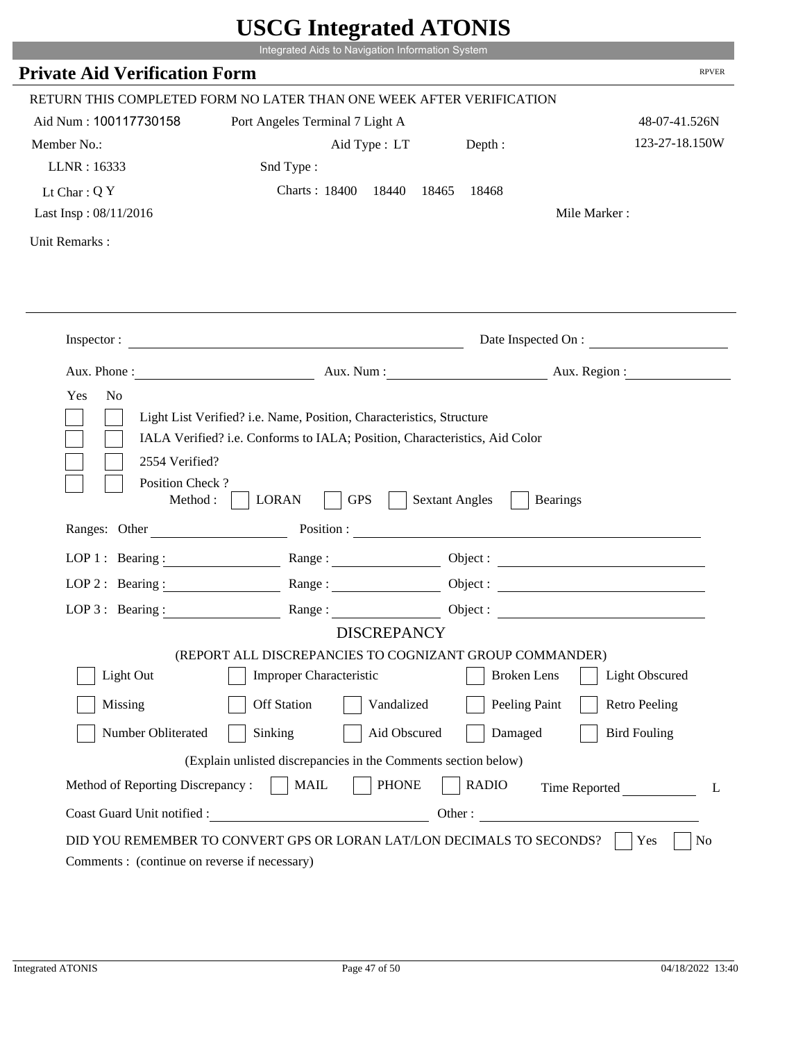# USCG Integrated ATONIS

Integrated Aids to Navigation Information System

## Private Aid Verification Form

RPVER

RETURN THIS COMPLETED FORM NO LATER THAN ONE WEEK AFTER VERIFICATION

Aid Num : 100117730158 Port Angeles Terminal 7 Light A 48-07-41.526N

Member No.: Aid Type : LT Depth : 123-27-18.150W

LLNR : 16333 Snd Type :

Lt Char : Q Y Charts : 18400 18440 18465 18468

Last Insp : 08/11/2016 Mile Marker :

Unit Remarks :

Inspector : Date Inspected On :

Aux. Phone : Aux. Num : Aux. Region :

Yes No

- Light List Verified? i.e. Name, Position, Characteristics, Structure
- IALA Verified? i.e. Conforms to IALA; Position, Characteristics, Aid Color
- 2554 Verified?
- Position Check ?

Method : LORAN GPS Sextant Angles Bearings

Ranges: Other Position :

LOP 1 : Bearing : Range : Object :

LOP 2 : Bearing : Range : Object :

LOP 3 : Bearing : Range : Object :

### DISCREPANCY

(REPORT ALL DISCREPANCIES TO COGNIZANT GROUP COMMANDER)

| | | | | |
|---|---|---|---|---|
| Light Out | Improper Characteristic | | Broken Lens | Light Obscured |
| Missing | Off Station | Vandalized | Peeling Paint | Retro Peeling |
| Number Obliterated | Sinking | Aid Obscured | Damaged | Bird Fouling |

(Explain unlisted discrepancies in the Comments section below)

Method of Reporting Discrepancy : MAIL PHONE RADIO Time Reported L

Coast Guard Unit notified : Other :

DID YOU REMEMBER TO CONVERT GPS OR LORAN LAT/LON DECIMALS TO SECONDS? Yes No

Comments : (continue on reverse if necessary)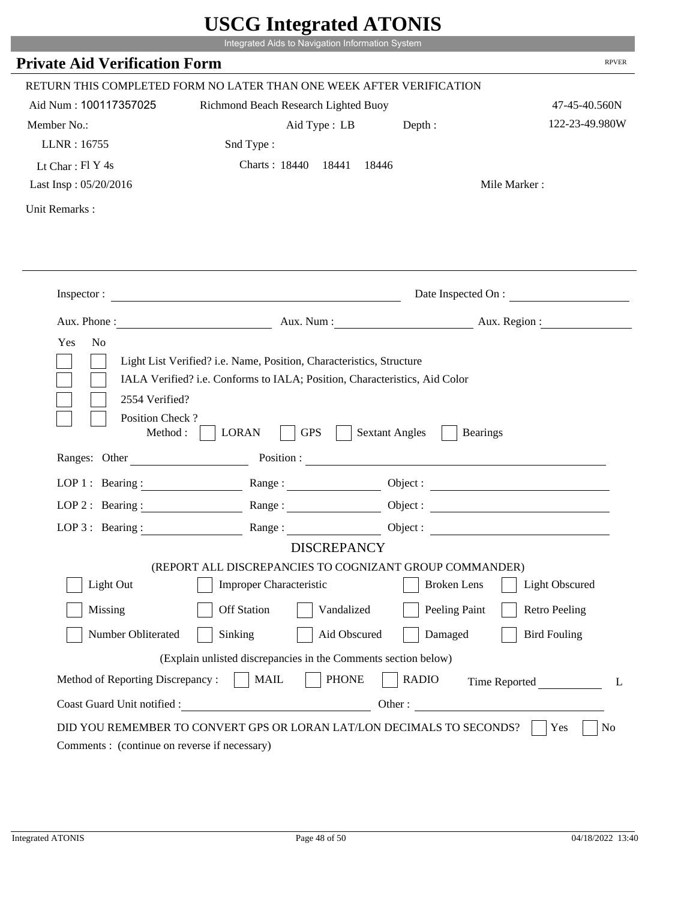# USCG Integrated ATONIS

Integrated Aids to Navigation Information System

## Private Aid Verification Form

RPVER

RETURN THIS COMPLETED FORM NO LATER THAN ONE WEEK AFTER VERIFICATION

Aid Num : 100117357025 — Richmond Beach Research Lighted Buoy — 47-45-40.560N

Member No.: — Aid Type : LB — Depth : — 122-23-49.980W

LLNR : 16755 — Snd Type :

Lt Char : Fl Y 4s — Charts : 18440 18441 18446

Last Insp : 05/20/2016 — Mile Marker :

Unit Remarks :

Inspector : ______________________ Date Inspected On : ______________

Aux. Phone : ______________ Aux. Num : ______________ Aux. Region : ______________

Yes No

- [ ] [ ] Light List Verified? i.e. Name, Position, Characteristics, Structure
- [ ] [ ] IALA Verified? i.e. Conforms to IALA; Position, Characteristics, Aid Color
- [ ] [ ] 2554 Verified?
- [ ] [ ] Position Check ?

Method : [ ] LORAN [ ] GPS [ ] Sextant Angles [ ] Bearings

Ranges: Other ______________ Position : ______________________

LOP 1 : Bearing : ______________ Range : ______________ Object : ______________

LOP 2 : Bearing : ______________ Range : ______________ Object : ______________

LOP 3 : Bearing : ______________ Range : ______________ Object : ______________

### DISCREPANCY

(REPORT ALL DISCREPANCIES TO COGNIZANT GROUP COMMANDER)

- [ ] Light Out
- [ ] Improper Characteristic
- [ ] Broken Lens
- [ ] Light Obscured
- [ ] Missing
- [ ] Off Station
- [ ] Vandalized
- [ ] Peeling Paint
- [ ] Retro Peeling
- [ ] Number Obliterated
- [ ] Sinking
- [ ] Aid Obscured
- [ ] Damaged
- [ ] Bird Fouling

(Explain unlisted discrepancies in the Comments section below)

Method of Reporting Discrepancy : [ ] MAIL [ ] PHONE [ ] RADIO Time Reported ______________ L

Coast Guard Unit notified : ______________________ Other : ______________________

DID YOU REMEMBER TO CONVERT GPS OR LORAN LAT/LON DECIMALS TO SECONDS? [ ] Yes [ ] No

Comments : (continue on reverse if necessary)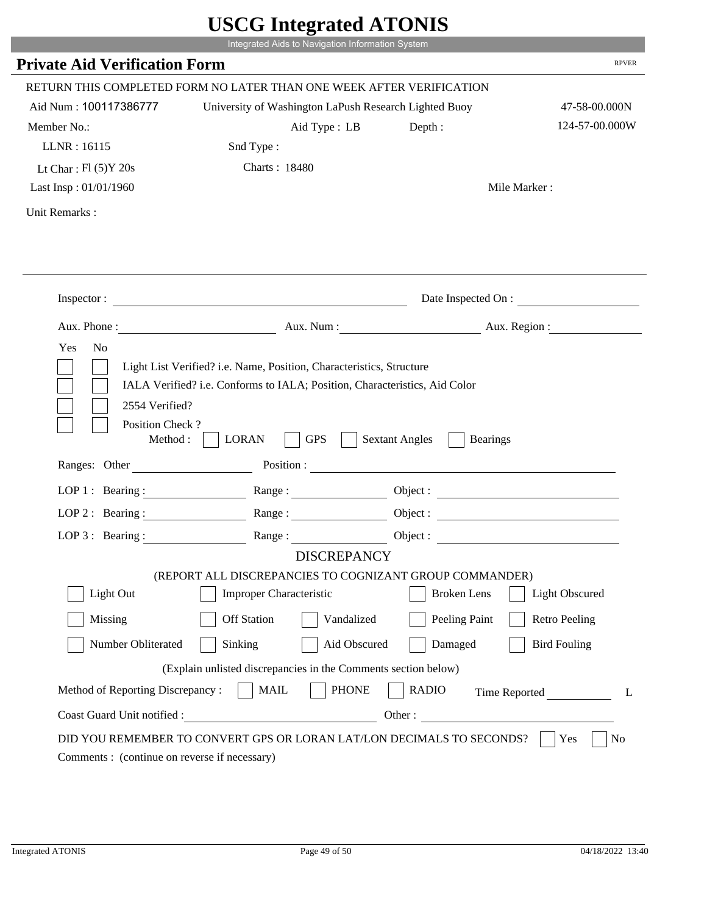# USCG Integrated ATONIS

Integrated Aids to Navigation Information System

## Private Aid Verification Form

RPVER

RETURN THIS COMPLETED FORM NO LATER THAN ONE WEEK AFTER VERIFICATION

Aid Num : 100117386777 University of Washington LaPush Research Lighted Buoy 47-58-00.000N

Member No.: Aid Type : LB Depth : 124-57-00.000W

LLNR : 16115 Snd Type :

Lt Char : Fl (5)Y 20s Charts : 18480

Last Insp : 01/01/1960 Mile Marker :

Unit Remarks :

Inspector : Date Inspected On :

Aux. Phone : Aux. Num : Aux. Region :

Yes No

- Light List Verified? i.e. Name, Position, Characteristics, Structure
- IALA Verified? i.e. Conforms to IALA; Position, Characteristics, Aid Color
- 2554 Verified?
- Position Check ?

Method : LORAN GPS Sextant Angles Bearings

Ranges: Other Position :

LOP 1 : Bearing : Range : Object :

LOP 2 : Bearing : Range : Object :

LOP 3 : Bearing : Range : Object :

DISCREPANCY

(REPORT ALL DISCREPANCIES TO COGNIZANT GROUP COMMANDER)

- Light Out
- Improper Characteristic
- Broken Lens
- Light Obscured
- Missing
- Off Station
- Vandalized
- Peeling Paint
- Retro Peeling
- Number Obliterated
- Sinking
- Aid Obscured
- Damaged
- Bird Fouling

(Explain unlisted discrepancies in the Comments section below)

Method of Reporting Discrepancy : MAIL PHONE RADIO Time Reported L

Coast Guard Unit notified : Other :

DID YOU REMEMBER TO CONVERT GPS OR LORAN LAT/LON DECIMALS TO SECONDS? Yes No

Comments : (continue on reverse if necessary)